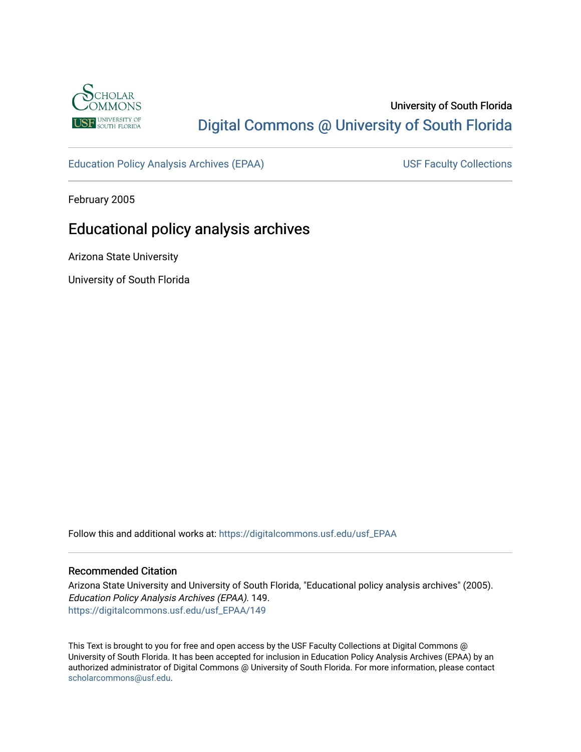University of South Florida

Digital Commons @ University of South Florida

Education Policy Analysis Archives (EPAA) | USF Faculty Collections

February 2005

# Educational policy analysis archives

Arizona State University

University of South Florida

Follow this and additional works at: https://digitalcommons.usf.edu/usf_EPAA

## Recommended Citation

Arizona State University and University of South Florida, "Educational policy analysis archives" (2005). *Education Policy Analysis Archives (EPAA)*. 149.
https://digitalcommons.usf.edu/usf_EPAA/149

This Text is brought to you for free and open access by the USF Faculty Collections at Digital Commons @ University of South Florida. It has been accepted for inclusion in Education Policy Analysis Archives (EPAA) by an authorized administrator of Digital Commons @ University of South Florida. For more information, please contact scholarcommons@usf.edu.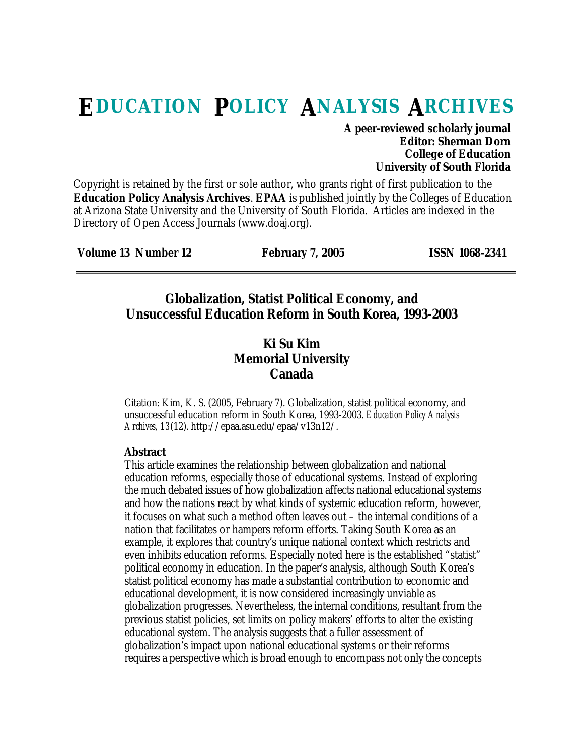# EDUCATION POLICY ANALYSIS ARCHIVES

**A peer-reviewed scholarly journal**
**Editor: Sherman Dorn**
**College of Education**
**University of South Florida**

Copyright is retained by the first or sole author, who grants right of first publication to the **Education Policy Analysis Archives**. **EPAA** is published jointly by the Colleges of Education at Arizona State University and the University of South Florida. Articles are indexed in the Directory of Open Access Journals (www.doaj.org).

**Volume 13 Number 12** **February 7, 2005** **ISSN 1068-2341**

## Globalization, Statist Political Economy, and Unsuccessful Education Reform in South Korea, 1993-2003

**Ki Su Kim**
**Memorial University**
**Canada**

Citation: Kim, K. S. (2005, February 7). Globalization, statist political economy, and unsuccessful education reform in South Korea, 1993-2003. *Education Policy Analysis Archives, 13*(12). http://epaa.asu.edu/epaa/v13n12/.

**Abstract**

This article examines the relationship between globalization and national education reforms, especially those of educational systems. Instead of exploring the much debated issues of how globalization affects national educational systems and how the nations react by what kinds of systemic education reform, however, it focuses on what such a method often leaves out – the internal conditions of a nation that facilitates or hampers reform efforts. Taking South Korea as an example, it explores that country's unique national context which restricts and even inhibits education reforms. Especially noted here is the established "statist" political economy in education. In the paper's analysis, although South Korea's statist political economy has made a substantial contribution to economic and educational development, it is now considered increasingly unviable as globalization progresses. Nevertheless, the internal conditions, resultant from the previous statist policies, set limits on policy makers' efforts to alter the existing educational system. The analysis suggests that a fuller assessment of globalization's impact upon national educational systems or their reforms requires a perspective which is broad enough to encompass not only the concepts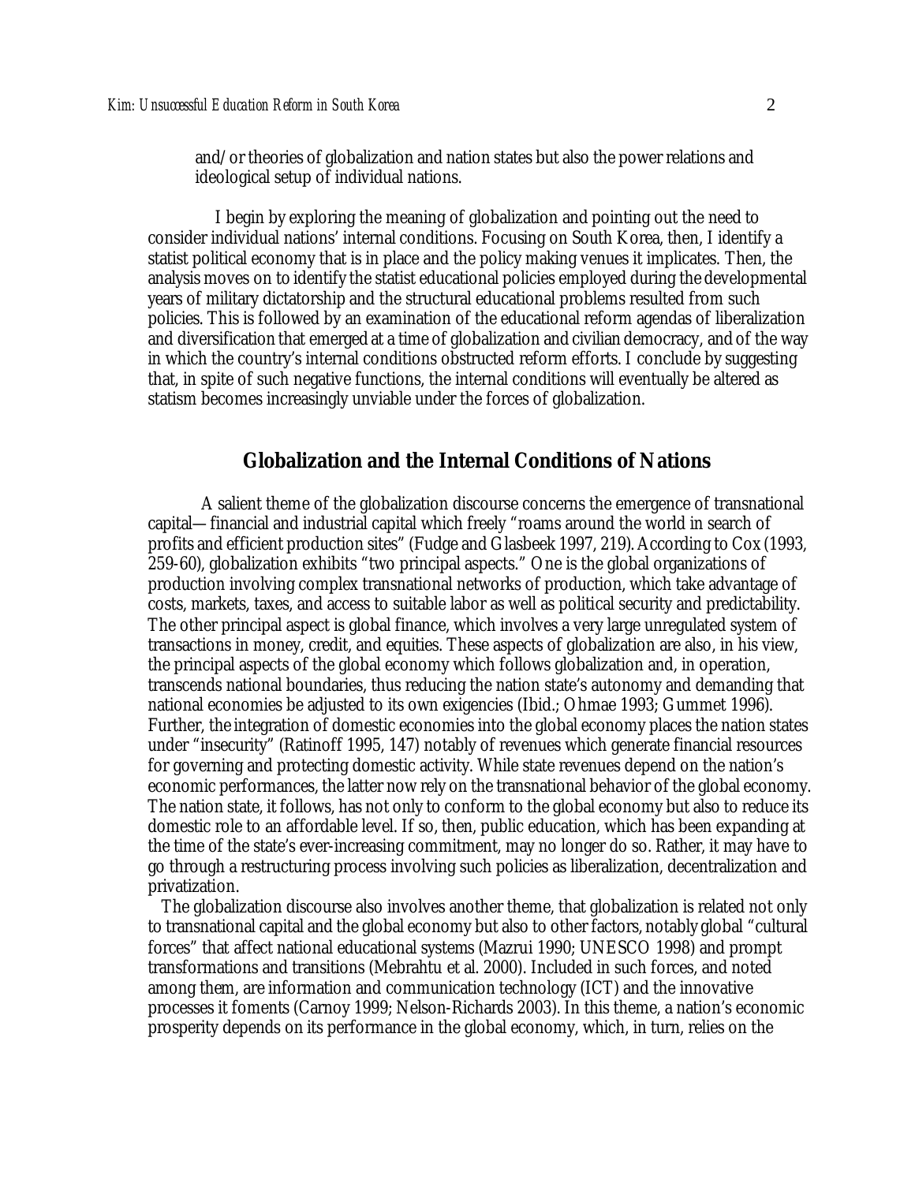and/or theories of globalization and nation states but also the power relations and ideological setup of individual nations.

I begin by exploring the meaning of globalization and pointing out the need to consider individual nations' internal conditions. Focusing on South Korea, then, I identify a statist political economy that is in place and the policy making venues it implicates. Then, the analysis moves on to identify the statist educational policies employed during the developmental years of military dictatorship and the structural educational problems resulted from such policies. This is followed by an examination of the educational reform agendas of liberalization and diversification that emerged at a time of globalization and civilian democracy, and of the way in which the country's internal conditions obstructed reform efforts. I conclude by suggesting that, in spite of such negative functions, the internal conditions will eventually be altered as statism becomes increasingly unviable under the forces of globalization.

## Globalization and the Internal Conditions of Nations

A salient theme of the globalization discourse concerns the emergence of transnational capital—financial and industrial capital which freely "roams around the world in search of profits and efficient production sites" (Fudge and Glasbeek 1997, 219). According to Cox (1993, 259-60), globalization exhibits "two principal aspects." One is the global organizations of production involving complex transnational networks of production, which take advantage of costs, markets, taxes, and access to suitable labor as well as political security and predictability. The other principal aspect is global finance, which involves a very large unregulated system of transactions in money, credit, and equities. These aspects of globalization are also, in his view, the principal aspects of the global economy which follows globalization and, in operation, transcends national boundaries, thus reducing the nation state's autonomy and demanding that national economies be adjusted to its own exigencies (Ibid.; Ohmae 1993; Gummet 1996). Further, the integration of domestic economies into the global economy places the nation states under "insecurity" (Ratinoff 1995, 147) notably of revenues which generate financial resources for governing and protecting domestic activity. While state revenues depend on the nation's economic performances, the latter now rely on the transnational behavior of the global economy. The nation state, it follows, has not only to conform to the global economy but also to reduce its domestic role to an affordable level. If so, then, public education, which has been expanding at the time of the state's ever-increasing commitment, may no longer do so. Rather, it may have to go through a restructuring process involving such policies as liberalization, decentralization and privatization.

The globalization discourse also involves another theme, that globalization is related not only to transnational capital and the global economy but also to other factors, notably global "cultural forces" that affect national educational systems (Mazrui 1990; UNESCO 1998) and prompt transformations and transitions (Mebrahtu et al. 2000). Included in such forces, and noted among them, are information and communication technology (ICT) and the innovative processes it foments (Carnoy 1999; Nelson-Richards 2003). In this theme, a nation's economic prosperity depends on its performance in the global economy, which, in turn, relies on the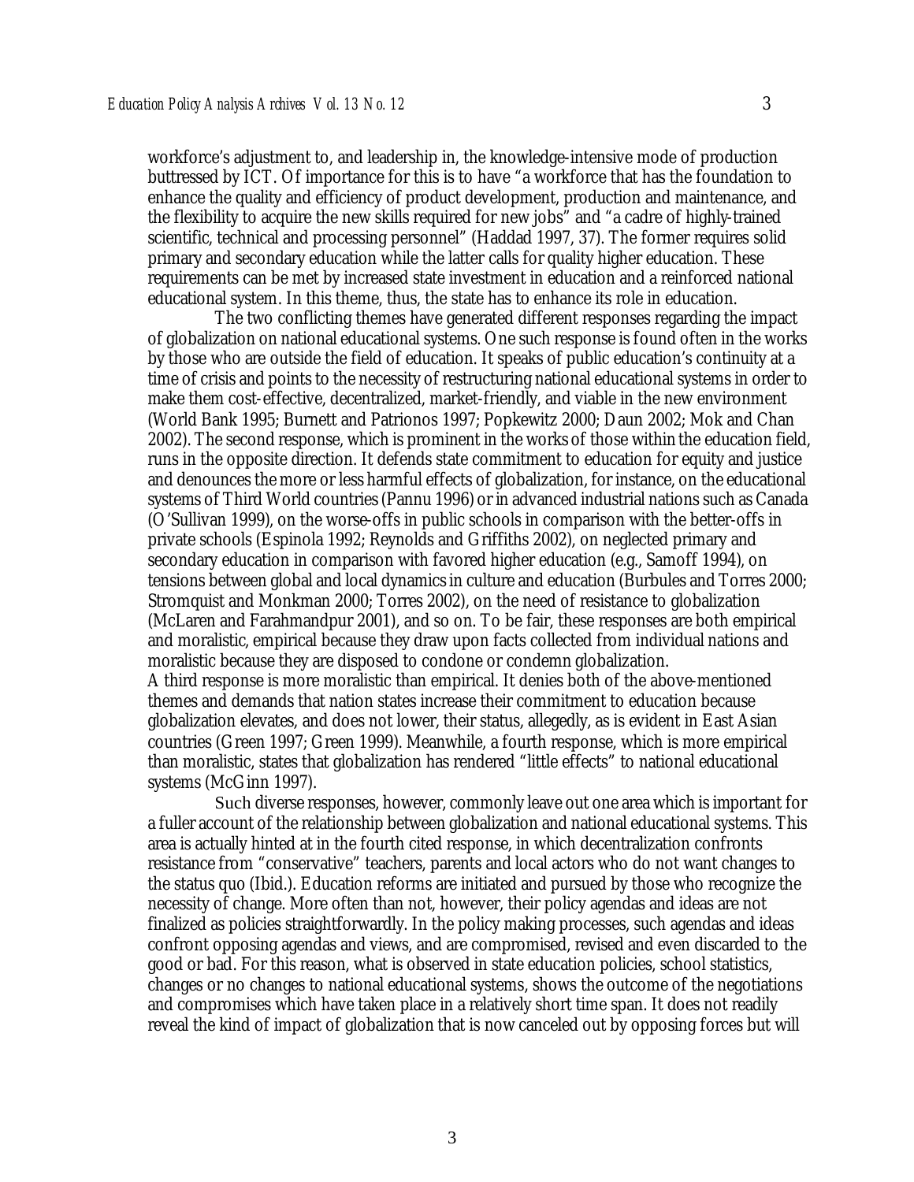workforce's adjustment to, and leadership in, the knowledge-intensive mode of production buttressed by ICT. Of importance for this is to have "a workforce that has the foundation to enhance the quality and efficiency of product development, production and maintenance, and the flexibility to acquire the new skills required for new jobs" and "a cadre of highly-trained scientific, technical and processing personnel" (Haddad 1997, 37). The former requires solid primary and secondary education while the latter calls for quality higher education. These requirements can be met by increased state investment in education and a reinforced national educational system. In this theme, thus, the state has to enhance its role in education.

The two conflicting themes have generated different responses regarding the impact of globalization on national educational systems. One such response is found often in the works by those who are outside the field of education. It speaks of public education's continuity at a time of crisis and points to the necessity of restructuring national educational systems in order to make them cost-effective, decentralized, market-friendly, and viable in the new environment (World Bank 1995; Burnett and Patrionos 1997; Popkewitz 2000; Daun 2002; Mok and Chan 2002). The second response, which is prominent in the works of those within the education field, runs in the opposite direction. It defends state commitment to education for equity and justice and denounces the more or less harmful effects of globalization, for instance, on the educational systems of Third World countries (Pannu 1996) or in advanced industrial nations such as Canada (O'Sullivan 1999), on the worse-offs in public schools in comparison with the better-offs in private schools (Espinola 1992; Reynolds and Griffiths 2002), on neglected primary and secondary education in comparison with favored higher education (e.g., Samoff 1994), on tensions between global and local dynamics in culture and education (Burbules and Torres 2000; Stromquist and Monkman 2000; Torres 2002), on the need of resistance to globalization (McLaren and Farahmandpur 2001), and so on. To be fair, these responses are both empirical and moralistic, empirical because they draw upon facts collected from individual nations and moralistic because they are disposed to condone or condemn globalization.

A third response is more moralistic than empirical. It denies both of the above-mentioned themes and demands that nation states increase their commitment to education because globalization elevates, and does not lower, their status, allegedly, as is evident in East Asian countries (Green 1997; Green 1999). Meanwhile, a fourth response, which is more empirical than moralistic, states that globalization has rendered "little effects" to national educational systems (McGinn 1997).

Such diverse responses, however, commonly leave out one area which is important for a fuller account of the relationship between globalization and national educational systems. This area is actually hinted at in the fourth cited response, in which decentralization confronts resistance from "conservative" teachers, parents and local actors who do not want changes to the status quo (Ibid.). Education reforms are initiated and pursued by those who recognize the necessity of change. More often than not, however, their policy agendas and ideas are not finalized as policies straightforwardly. In the policy making processes, such agendas and ideas confront opposing agendas and views, and are compromised, revised and even discarded to the good or bad. For this reason, what is observed in state education policies, school statistics, changes or no changes to national educational systems, shows the outcome of the negotiations and compromises which have taken place in a relatively short time span. It does not readily reveal the kind of impact of globalization that is now canceled out by opposing forces but will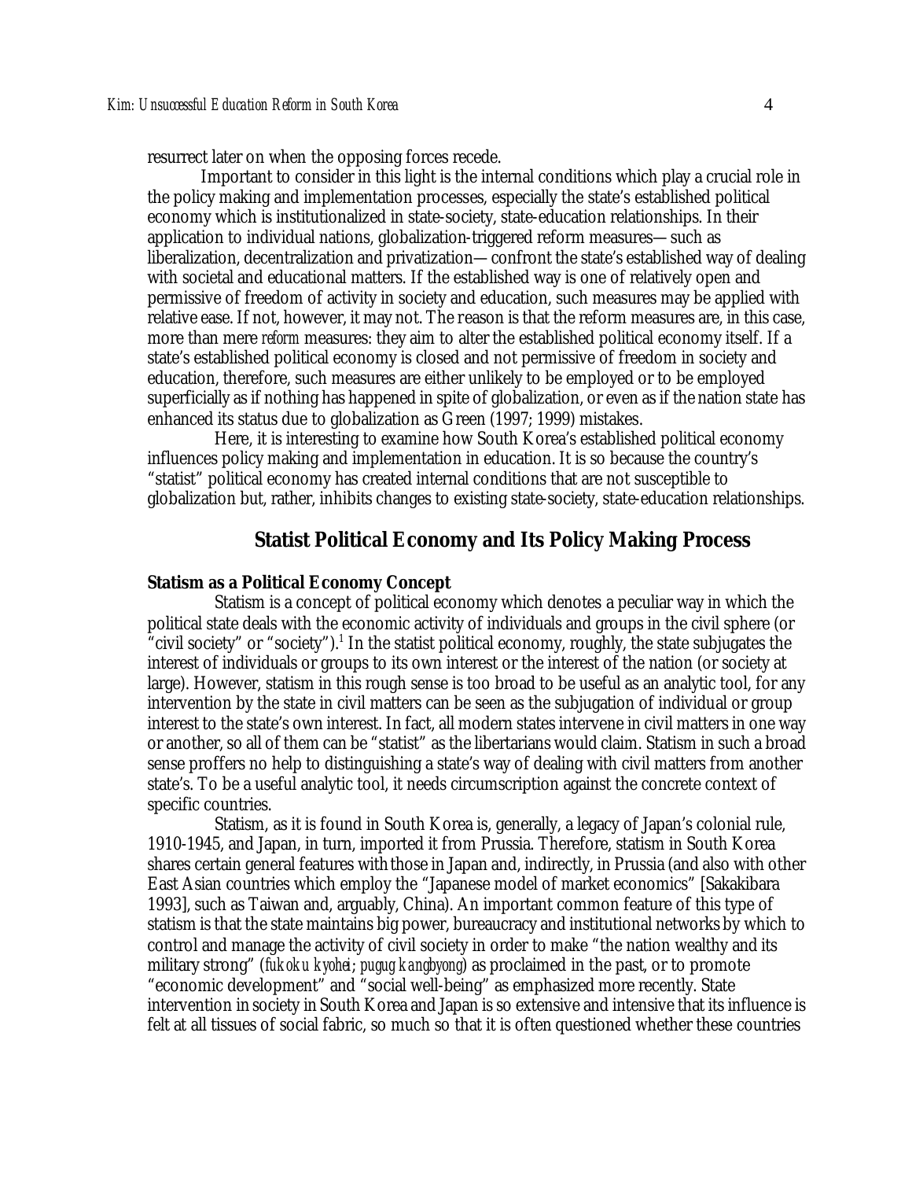resurrect later on when the opposing forces recede.

Important to consider in this light is the internal conditions which play a crucial role in the policy making and implementation processes, especially the state's established political economy which is institutionalized in state-society, state-education relationships. In their application to individual nations, globalization-triggered reform measures—such as liberalization, decentralization and privatization—confront the state's established way of dealing with societal and educational matters. If the established way is one of relatively open and permissive of freedom of activity in society and education, such measures may be applied with relative ease. If not, however, it may not. The reason is that the reform measures are, in this case, more than mere *reform* measures: they aim to alter the established political economy itself. If a state's established political economy is closed and not permissive of freedom in society and education, therefore, such measures are either unlikely to be employed or to be employed superficially as if nothing has happened in spite of globalization, or even as if the nation state has enhanced its status due to globalization as Green (1997; 1999) mistakes.

Here, it is interesting to examine how South Korea's established political economy influences policy making and implementation in education. It is so because the country's "statist" political economy has created internal conditions that are not susceptible to globalization but, rather, inhibits changes to existing state-society, state-education relationships.

## Statist Political Economy and Its Policy Making Process

### Statism as a Political Economy Concept

Statism is a concept of political economy which denotes a peculiar way in which the political state deals with the economic activity of individuals and groups in the civil sphere (or "civil society" or "society").[1] In the statist political economy, roughly, the state subjugates the interest of individuals or groups to its own interest or the interest of the nation (or society at large). However, statism in this rough sense is too broad to be useful as an analytic tool, for any intervention by the state in civil matters can be seen as the subjugation of individual or group interest to the state's own interest. In fact, all modern states intervene in civil matters in one way or another, so all of them can be "statist" as the libertarians would claim. Statism in such a broad sense proffers no help to distinguishing a state's way of dealing with civil matters from another state's. To be a useful analytic tool, it needs circumscription against the concrete context of specific countries.

Statism, as it is found in South Korea is, generally, a legacy of Japan's colonial rule, 1910-1945, and Japan, in turn, imported it from Prussia. Therefore, statism in South Korea shares certain general features with those in Japan and, indirectly, in Prussia (and also with other East Asian countries which employ the "Japanese model of market economics" [Sakakibara 1993], such as Taiwan and, arguably, China). An important common feature of this type of statism is that the state maintains big power, bureaucracy and institutional networks by which to control and manage the activity of civil society in order to make "the nation wealthy and its military strong" (*fukoku kyohei*; *pugug kangbyong*) as proclaimed in the past, or to promote "economic development" and "social well-being" as emphasized more recently. State intervention in society in South Korea and Japan is so extensive and intensive that its influence is felt at all tissues of social fabric, so much so that it is often questioned whether these countries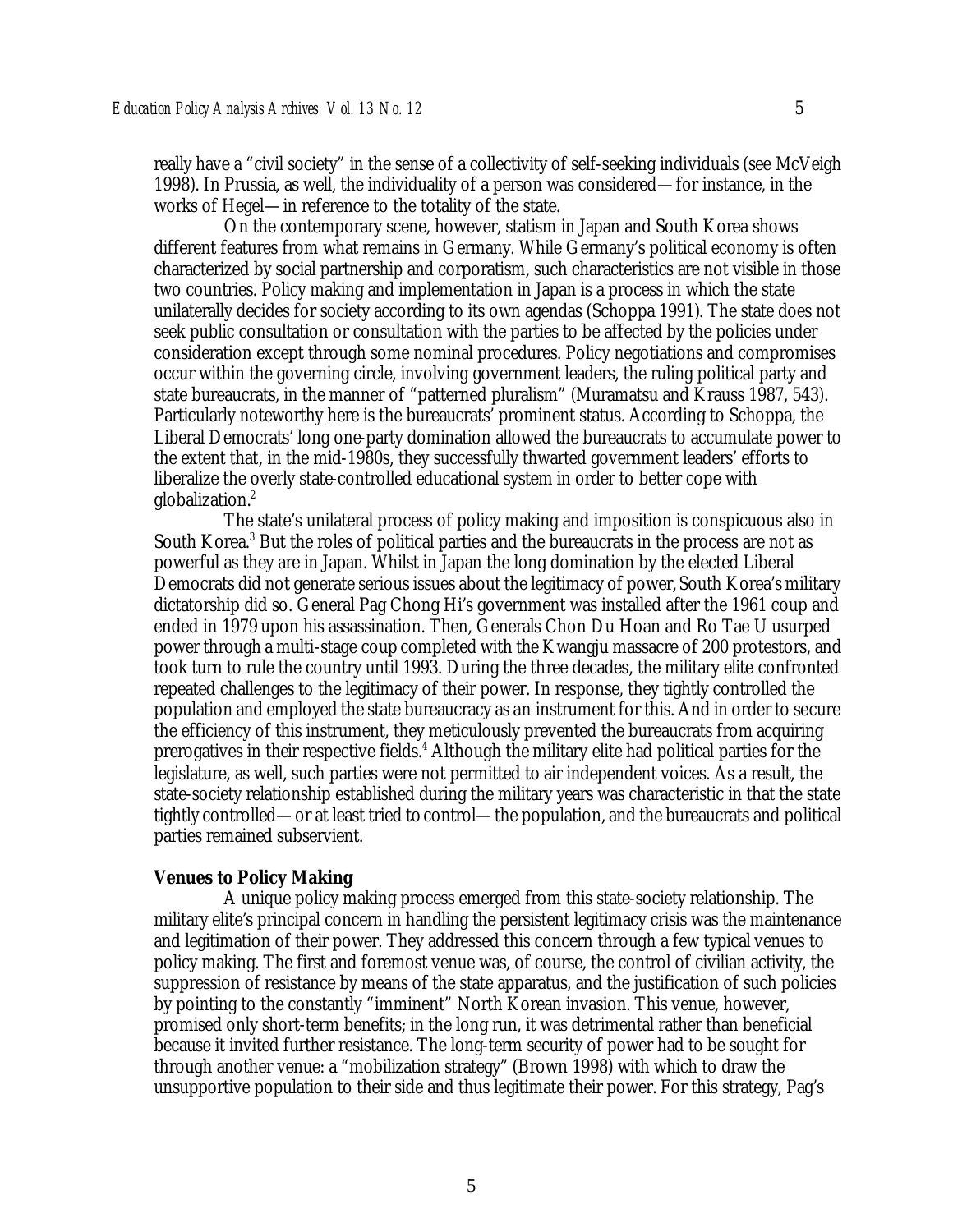really have a "civil society" in the sense of a collectivity of self-seeking individuals (see McVeigh 1998). In Prussia, as well, the individuality of a person was considered—for instance, in the works of Hegel—in reference to the totality of the state.

On the contemporary scene, however, statism in Japan and South Korea shows different features from what remains in Germany. While Germany's political economy is often characterized by social partnership and corporatism, such characteristics are not visible in those two countries. Policy making and implementation in Japan is a process in which the state unilaterally decides for society according to its own agendas (Schoppa 1991). The state does not seek public consultation or consultation with the parties to be affected by the policies under consideration except through some nominal procedures. Policy negotiations and compromises occur within the governing circle, involving government leaders, the ruling political party and state bureaucrats, in the manner of "patterned pluralism" (Muramatsu and Krauss 1987, 543). Particularly noteworthy here is the bureaucrats' prominent status. According to Schoppa, the Liberal Democrats' long one-party domination allowed the bureaucrats to accumulate power to the extent that, in the mid-1980s, they successfully thwarted government leaders' efforts to liberalize the overly state-controlled educational system in order to better cope with globalization.[2]

The state's unilateral process of policy making and imposition is conspicuous also in South Korea.[3] But the roles of political parties and the bureaucrats in the process are not as powerful as they are in Japan. Whilst in Japan the long domination by the elected Liberal Democrats did not generate serious issues about the legitimacy of power, South Korea's military dictatorship did so. General Pag Chong Hi's government was installed after the 1961 coup and ended in 1979 upon his assassination. Then, Generals Chon Du Hoan and Ro Tae U usurped power through a multi-stage coup completed with the Kwangju massacre of 200 protestors, and took turn to rule the country until 1993. During the three decades, the military elite confronted repeated challenges to the legitimacy of their power. In response, they tightly controlled the population and employed the state bureaucracy as an instrument for this. And in order to secure the efficiency of this instrument, they meticulously prevented the bureaucrats from acquiring prerogatives in their respective fields.[4] Although the military elite had political parties for the legislature, as well, such parties were not permitted to air independent voices. As a result, the state-society relationship established during the military years was characteristic in that the state tightly controlled—or at least tried to control—the population, and the bureaucrats and political parties remained subservient.

**Venues to Policy Making**

A unique policy making process emerged from this state-society relationship. The military elite's principal concern in handling the persistent legitimacy crisis was the maintenance and legitimation of their power. They addressed this concern through a few typical venues to policy making. The first and foremost venue was, of course, the control of civilian activity, the suppression of resistance by means of the state apparatus, and the justification of such policies by pointing to the constantly "imminent" North Korean invasion. This venue, however, promised only short-term benefits; in the long run, it was detrimental rather than beneficial because it invited further resistance. The long-term security of power had to be sought for through another venue: a "mobilization strategy" (Brown 1998) with which to draw the unsupportive population to their side and thus legitimate their power. For this strategy, Pag's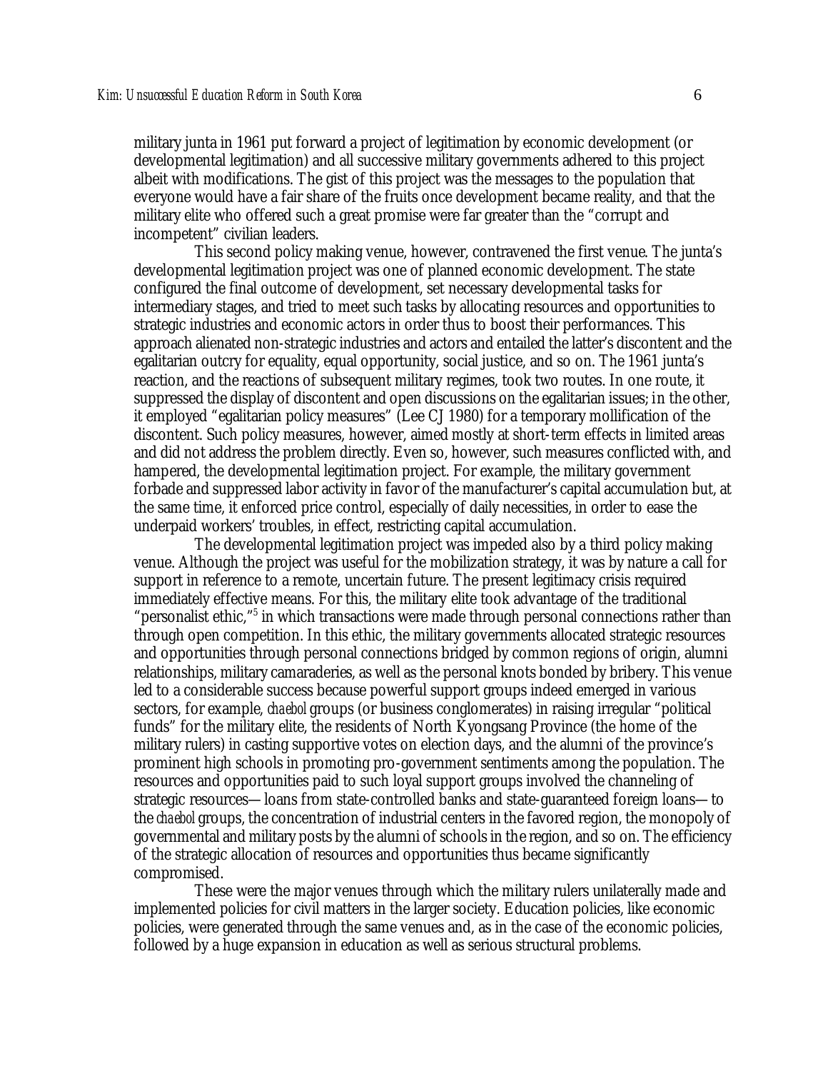military junta in 1961 put forward a project of legitimation by economic development (or developmental legitimation) and all successive military governments adhered to this project albeit with modifications. The gist of this project was the messages to the population that everyone would have a fair share of the fruits once development became reality, and that the military elite who offered such a great promise were far greater than the "corrupt and incompetent" civilian leaders.

This second policy making venue, however, contravened the first venue. The junta's developmental legitimation project was one of planned economic development. The state configured the final outcome of development, set necessary developmental tasks for intermediary stages, and tried to meet such tasks by allocating resources and opportunities to strategic industries and economic actors in order thus to boost their performances. This approach alienated non-strategic industries and actors and entailed the latter's discontent and the egalitarian outcry for equality, equal opportunity, social justice, and so on. The 1961 junta's reaction, and the reactions of subsequent military regimes, took two routes. In one route, it suppressed the display of discontent and open discussions on the egalitarian issues; in the other, it employed "egalitarian policy measures" (Lee CJ 1980) for a temporary mollification of the discontent. Such policy measures, however, aimed mostly at short-term effects in limited areas and did not address the problem directly. Even so, however, such measures conflicted with, and hampered, the developmental legitimation project. For example, the military government forbade and suppressed labor activity in favor of the manufacturer's capital accumulation but, at the same time, it enforced price control, especially of daily necessities, in order to ease the underpaid workers' troubles, in effect, restricting capital accumulation.

The developmental legitimation project was impeded also by a third policy making venue. Although the project was useful for the mobilization strategy, it was by nature a call for support in reference to a remote, uncertain future. The present legitimacy crisis required immediately effective means. For this, the military elite took advantage of the traditional "personalist ethic,"[5] in which transactions were made through personal connections rather than through open competition. In this ethic, the military governments allocated strategic resources and opportunities through personal connections bridged by common regions of origin, alumni relationships, military camaraderies, as well as the personal knots bonded by bribery. This venue led to a considerable success because powerful support groups indeed emerged in various sectors, for example, *chaebol* groups (or business conglomerates) in raising irregular "political funds" for the military elite, the residents of North Kyongsang Province (the home of the military rulers) in casting supportive votes on election days, and the alumni of the province's prominent high schools in promoting pro-government sentiments among the population. The resources and opportunities paid to such loyal support groups involved the channeling of strategic resources—loans from state-controlled banks and state-guaranteed foreign loans—to the *chaebol* groups, the concentration of industrial centers in the favored region, the monopoly of governmental and military posts by the alumni of schools in the region, and so on. The efficiency of the strategic allocation of resources and opportunities thus became significantly compromised.

These were the major venues through which the military rulers unilaterally made and implemented policies for civil matters in the larger society. Education policies, like economic policies, were generated through the same venues and, as in the case of the economic policies, followed by a huge expansion in education as well as serious structural problems.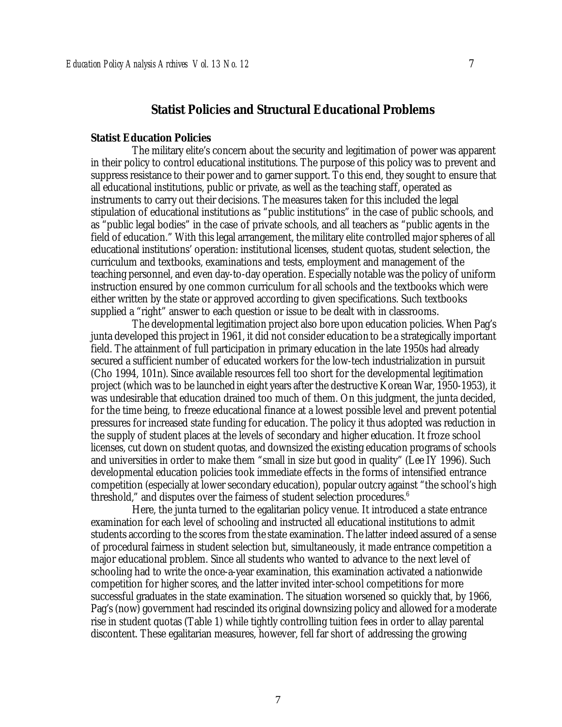## Statist Policies and Structural Educational Problems

### Statist Education Policies

The military elite's concern about the security and legitimation of power was apparent in their policy to control educational institutions. The purpose of this policy was to prevent and suppress resistance to their power and to garner support. To this end, they sought to ensure that all educational institutions, public or private, as well as the teaching staff, operated as instruments to carry out their decisions. The measures taken for this included the legal stipulation of educational institutions as "public institutions" in the case of public schools, and as "public legal bodies" in the case of private schools, and all teachers as "public agents in the field of education." With this legal arrangement, the military elite controlled major spheres of all educational institutions' operation: institutional licenses, student quotas, student selection, the curriculum and textbooks, examinations and tests, employment and management of the teaching personnel, and even day-to-day operation. Especially notable was the policy of uniform instruction ensured by one common curriculum for all schools and the textbooks which were either written by the state or approved according to given specifications. Such textbooks supplied a "right" answer to each question or issue to be dealt with in classrooms.

The developmental legitimation project also bore upon education policies. When Pag's junta developed this project in 1961, it did not consider education to be a strategically important field. The attainment of full participation in primary education in the late 1950s had already secured a sufficient number of educated workers for the low-tech industrialization in pursuit (Cho 1994, 101n). Since available resources fell too short for the developmental legitimation project (which was to be launched in eight years after the destructive Korean War, 1950-1953), it was undesirable that education drained too much of them. On this judgment, the junta decided, for the time being, to freeze educational finance at a lowest possible level and prevent potential pressures for increased state funding for education. The policy it thus adopted was reduction in the supply of student places at the levels of secondary and higher education. It froze school licenses, cut down on student quotas, and downsized the existing education programs of schools and universities in order to make them "small in size but good in quality" (Lee IY 1996). Such developmental education policies took immediate effects in the forms of intensified entrance competition (especially at lower secondary education), popular outcry against "the school's high threshold," and disputes over the fairness of student selection procedures.[6]

Here, the junta turned to the egalitarian policy venue. It introduced a state entrance examination for each level of schooling and instructed all educational institutions to admit students according to the scores from the state examination. The latter indeed assured of a sense of procedural fairness in student selection but, simultaneously, it made entrance competition a major educational problem. Since all students who wanted to advance to the next level of schooling had to write the once-a-year examination, this examination activated a nationwide competition for higher scores, and the latter invited inter-school competitions for more successful graduates in the state examination. The situation worsened so quickly that, by 1966, Pag's (now) government had rescinded its original downsizing policy and allowed for a moderate rise in student quotas (Table 1) while tightly controlling tuition fees in order to allay parental discontent. These egalitarian measures, however, fell far short of addressing the growing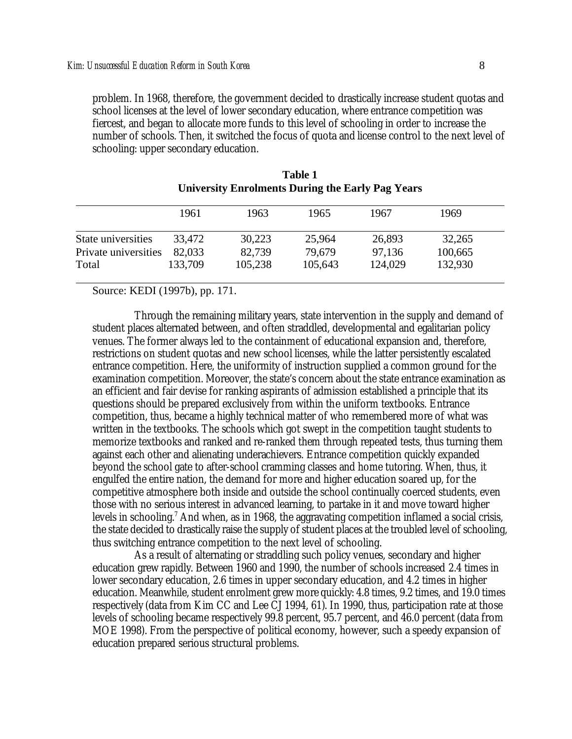problem. In 1968, therefore, the government decided to drastically increase student quotas and school licenses at the level of lower secondary education, where entrance competition was fiercest, and began to allocate more funds to this level of schooling in order to increase the number of schools. Then, it switched the focus of quota and license control to the next level of schooling: upper secondary education.

**Table 1**
**University Enrolments During the Early Pag Years**

| | 1961 | 1963 | 1965 | 1967 | 1969 |
|---|---|---|---|---|---|
| State universities | 33,472 | 30,223 | 25,964 | 26,893 | 32,265 |
| Private universities | 82,033 | 82,739 | 79,679 | 97,136 | 100,665 |
| Total | 133,709 | 105,238 | 105,643 | 124,029 | 132,930 |

Source: KEDI (1997b), pp. 171.

Through the remaining military years, state intervention in the supply and demand of student places alternated between, and often straddled, developmental and egalitarian policy venues. The former always led to the containment of educational expansion and, therefore, restrictions on student quotas and new school licenses, while the latter persistently escalated entrance competition. Here, the uniformity of instruction supplied a common ground for the examination competition. Moreover, the state's concern about the state entrance examination as an efficient and fair devise for ranking aspirants of admission established a principle that its questions should be prepared exclusively from within the uniform textbooks. Entrance competition, thus, became a highly technical matter of who remembered more of what was written in the textbooks. The schools which got swept in the competition taught students to memorize textbooks and ranked and re-ranked them through repeated tests, thus turning them against each other and alienating underachievers. Entrance competition quickly expanded beyond the school gate to after-school cramming classes and home tutoring. When, thus, it engulfed the entire nation, the demand for more and higher education soared up, for the competitive atmosphere both inside and outside the school continually coerced students, even those with no serious interest in advanced learning, to partake in it and move toward higher levels in schooling.[7] And when, as in 1968, the aggravating competition inflamed a social crisis, the state decided to drastically raise the supply of student places at the troubled level of schooling, thus switching entrance competition to the next level of schooling.

As a result of alternating or straddling such policy venues, secondary and higher education grew rapidly. Between 1960 and 1990, the number of schools increased 2.4 times in lower secondary education, 2.6 times in upper secondary education, and 4.2 times in higher education. Meanwhile, student enrolment grew more quickly: 4.8 times, 9.2 times, and 19.0 times respectively (data from Kim CC and Lee CJ 1994, 61). In 1990, thus, participation rate at those levels of schooling became respectively 99.8 percent, 95.7 percent, and 46.0 percent (data from MOE 1998). From the perspective of political economy, however, such a speedy expansion of education prepared serious structural problems.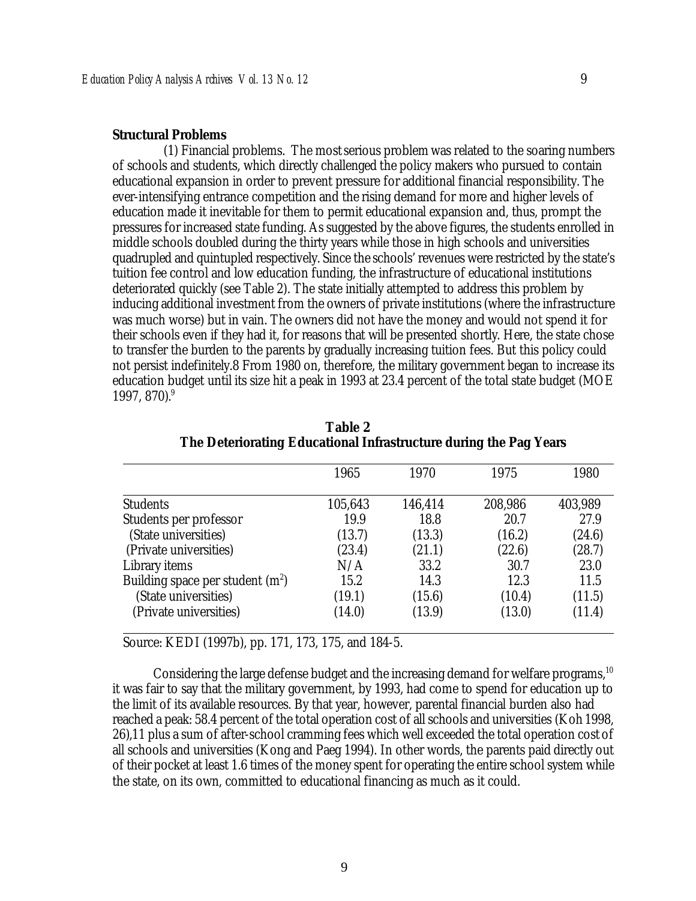**Structural Problems**

(1) Financial problems. The most serious problem was related to the soaring numbers of schools and students, which directly challenged the policy makers who pursued to contain educational expansion in order to prevent pressure for additional financial responsibility. The ever-intensifying entrance competition and the rising demand for more and higher levels of education made it inevitable for them to permit educational expansion and, thus, prompt the pressures for increased state funding. As suggested by the above figures, the students enrolled in middle schools doubled during the thirty years while those in high schools and universities quadrupled and quintupled respectively. Since the schools' revenues were restricted by the state's tuition fee control and low education funding, the infrastructure of educational institutions deteriorated quickly (see Table 2). The state initially attempted to address this problem by inducing additional investment from the owners of private institutions (where the infrastructure was much worse) but in vain. The owners did not have the money and would not spend it for their schools even if they had it, for reasons that will be presented shortly. Here, the state chose to transfer the burden to the parents by gradually increasing tuition fees. But this policy could not persist indefinitely.8 From 1980 on, therefore, the military government began to increase its education budget until its size hit a peak in 1993 at 23.4 percent of the total state budget (MOE 1997, 870).[9]

**Table 2**
**The Deteriorating Educational Infrastructure during the Pag Years**

| | 1965 | 1970 | 1975 | 1980 |
|---|---|---|---|---|
| Students | 105,643 | 146,414 | 208,986 | 403,989 |
| Students per professor | 19.9 | 18.8 | 20.7 | 27.9 |
| (State universities) | (13.7) | (13.3) | (16.2) | (24.6) |
| (Private universities) | (23.4) | (21.1) | (22.6) | (28.7) |
| Library items | N/A | 33.2 | 30.7 | 23.0 |
| Building space per student ($m^2$) | 15.2 | 14.3 | 12.3 | 11.5 |
| (State universities) | (19.1) | (15.6) | (10.4) | (11.5) |
| (Private universities) | (14.0) | (13.9) | (13.0) | (11.4) |

Source: KEDI (1997b), pp. 171, 173, 175, and 184-5.

Considering the large defense budget and the increasing demand for welfare programs,[10] it was fair to say that the military government, by 1993, had come to spend for education up to the limit of its available resources. By that year, however, parental financial burden also had reached a peak: 58.4 percent of the total operation cost of all schools and universities (Koh 1998, 26),11 plus a sum of after-school cramming fees which well exceeded the total operation cost of all schools and universities (Kong and Paeg 1994). In other words, the parents paid directly out of their pocket at least 1.6 times of the money spent for operating the entire school system while the state, on its own, committed to educational financing as much as it could.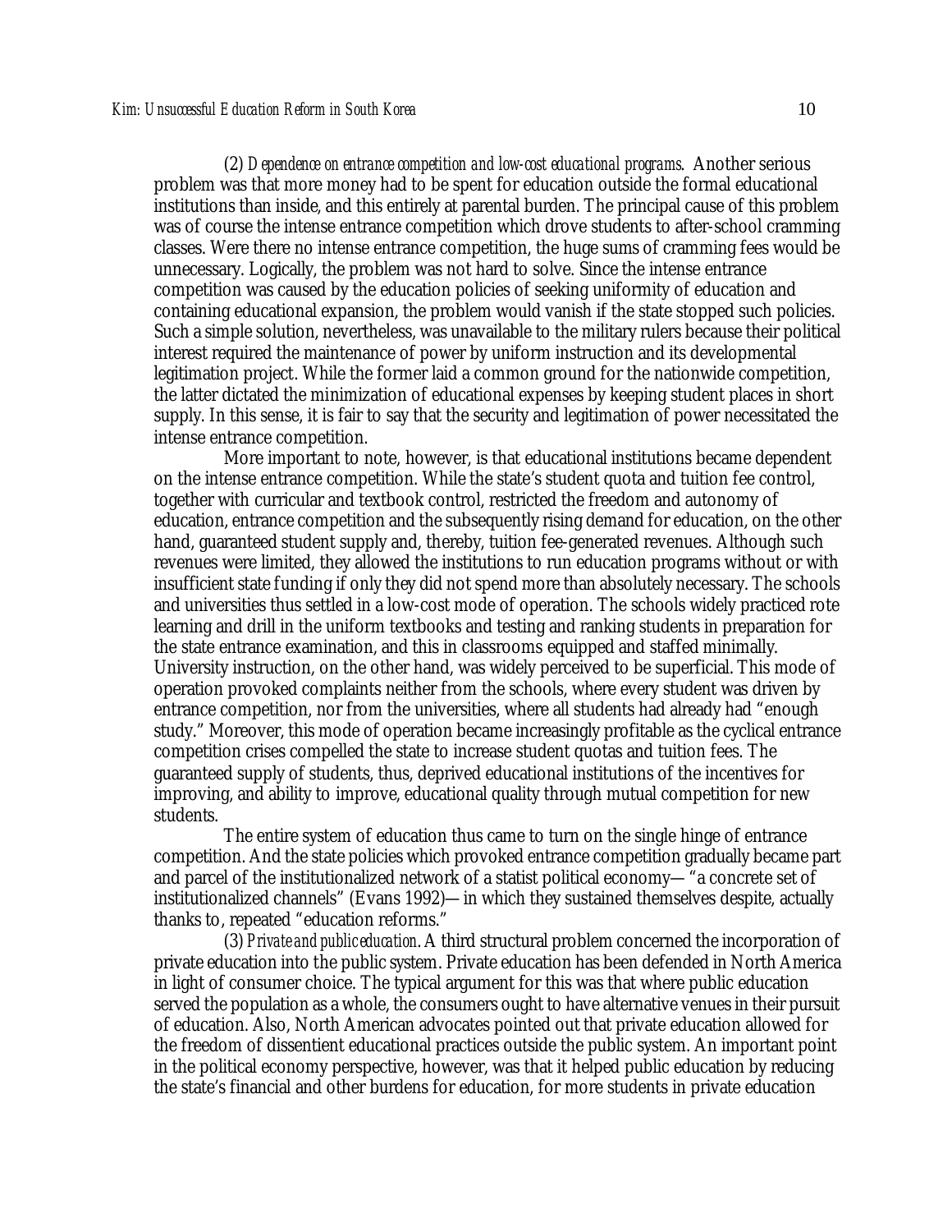(2) *Dependence on entrance competition and low-cost educational programs*. Another serious problem was that more money had to be spent for education outside the formal educational institutions than inside, and this entirely at parental burden. The principal cause of this problem was of course the intense entrance competition which drove students to after-school cramming classes. Were there no intense entrance competition, the huge sums of cramming fees would be unnecessary. Logically, the problem was not hard to solve. Since the intense entrance competition was caused by the education policies of seeking uniformity of education and containing educational expansion, the problem would vanish if the state stopped such policies. Such a simple solution, nevertheless, was unavailable to the military rulers because their political interest required the maintenance of power by uniform instruction and its developmental legitimation project. While the former laid a common ground for the nationwide competition, the latter dictated the minimization of educational expenses by keeping student places in short supply. In this sense, it is fair to say that the security and legitimation of power necessitated the intense entrance competition.

More important to note, however, is that educational institutions became dependent on the intense entrance competition. While the state's student quota and tuition fee control, together with curricular and textbook control, restricted the freedom and autonomy of education, entrance competition and the subsequently rising demand for education, on the other hand, guaranteed student supply and, thereby, tuition fee-generated revenues. Although such revenues were limited, they allowed the institutions to run education programs without or with insufficient state funding if only they did not spend more than absolutely necessary. The schools and universities thus settled in a low-cost mode of operation. The schools widely practiced rote learning and drill in the uniform textbooks and testing and ranking students in preparation for the state entrance examination, and this in classrooms equipped and staffed minimally. University instruction, on the other hand, was widely perceived to be superficial. This mode of operation provoked complaints neither from the schools, where every student was driven by entrance competition, nor from the universities, where all students had already had "enough study." Moreover, this mode of operation became increasingly profitable as the cyclical entrance competition crises compelled the state to increase student quotas and tuition fees. The guaranteed supply of students, thus, deprived educational institutions of the incentives for improving, and ability to improve, educational quality through mutual competition for new students.

The entire system of education thus came to turn on the single hinge of entrance competition. And the state policies which provoked entrance competition gradually became part and parcel of the institutionalized network of a statist political economy—"a concrete set of institutionalized channels" (Evans 1992)—in which they sustained themselves despite, actually thanks to, repeated "education reforms."

(3) *Private and public education*. A third structural problem concerned the incorporation of private education into the public system. Private education has been defended in North America in light of consumer choice. The typical argument for this was that where public education served the population as a whole, the consumers ought to have alternative venues in their pursuit of education. Also, North American advocates pointed out that private education allowed for the freedom of dissentient educational practices outside the public system. An important point in the political economy perspective, however, was that it helped public education by reducing the state's financial and other burdens for education, for more students in private education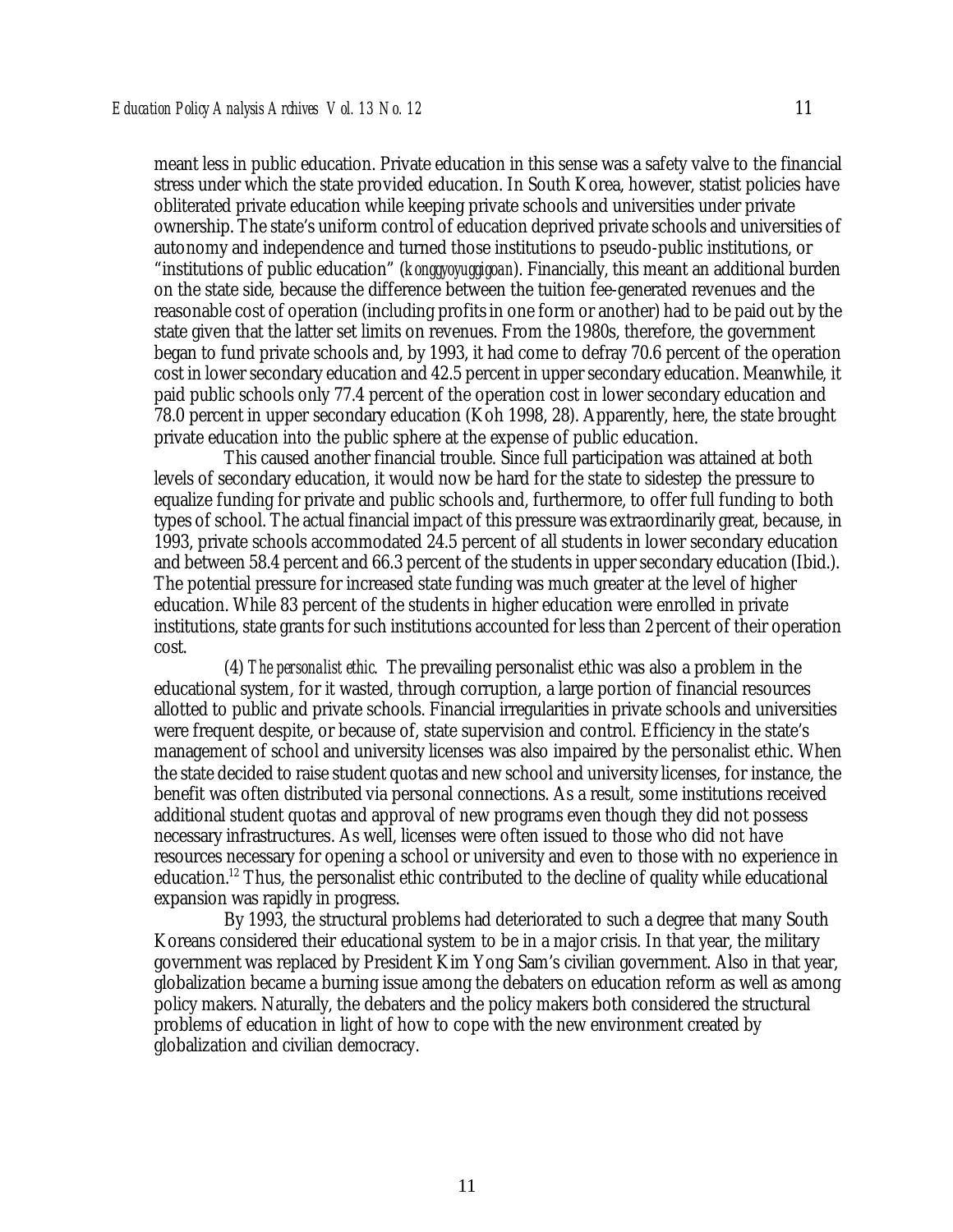meant less in public education. Private education in this sense was a safety valve to the financial stress under which the state provided education. In South Korea, however, statist policies have obliterated private education while keeping private schools and universities under private ownership. The state's uniform control of education deprived private schools and universities of autonomy and independence and turned those institutions to pseudo-public institutions, or "institutions of public education" (*konggyoyuggigoan*). Financially, this meant an additional burden on the state side, because the difference between the tuition fee-generated revenues and the reasonable cost of operation (including profits in one form or another) had to be paid out by the state given that the latter set limits on revenues. From the 1980s, therefore, the government began to fund private schools and, by 1993, it had come to defray 70.6 percent of the operation cost in lower secondary education and 42.5 percent in upper secondary education. Meanwhile, it paid public schools only 77.4 percent of the operation cost in lower secondary education and 78.0 percent in upper secondary education (Koh 1998, 28). Apparently, here, the state brought private education into the public sphere at the expense of public education.

This caused another financial trouble. Since full participation was attained at both levels of secondary education, it would now be hard for the state to sidestep the pressure to equalize funding for private and public schools and, furthermore, to offer full funding to both types of school. The actual financial impact of this pressure was extraordinarily great, because, in 1993, private schools accommodated 24.5 percent of all students in lower secondary education and between 58.4 percent and 66.3 percent of the students in upper secondary education (Ibid.). The potential pressure for increased state funding was much greater at the level of higher education. While 83 percent of the students in higher education were enrolled in private institutions, state grants for such institutions accounted for less than 2 percent of their operation cost.

(4) *The personalist ethic*. The prevailing personalist ethic was also a problem in the educational system, for it wasted, through corruption, a large portion of financial resources allotted to public and private schools. Financial irregularities in private schools and universities were frequent despite, or because of, state supervision and control. Efficiency in the state's management of school and university licenses was also impaired by the personalist ethic. When the state decided to raise student quotas and new school and university licenses, for instance, the benefit was often distributed via personal connections. As a result, some institutions received additional student quotas and approval of new programs even though they did not possess necessary infrastructures. As well, licenses were often issued to those who did not have resources necessary for opening a school or university and even to those with no experience in education.[12] Thus, the personalist ethic contributed to the decline of quality while educational expansion was rapidly in progress.

By 1993, the structural problems had deteriorated to such a degree that many South Koreans considered their educational system to be in a major crisis. In that year, the military government was replaced by President Kim Yong Sam's civilian government. Also in that year, globalization became a burning issue among the debaters on education reform as well as among policy makers. Naturally, the debaters and the policy makers both considered the structural problems of education in light of how to cope with the new environment created by globalization and civilian democracy.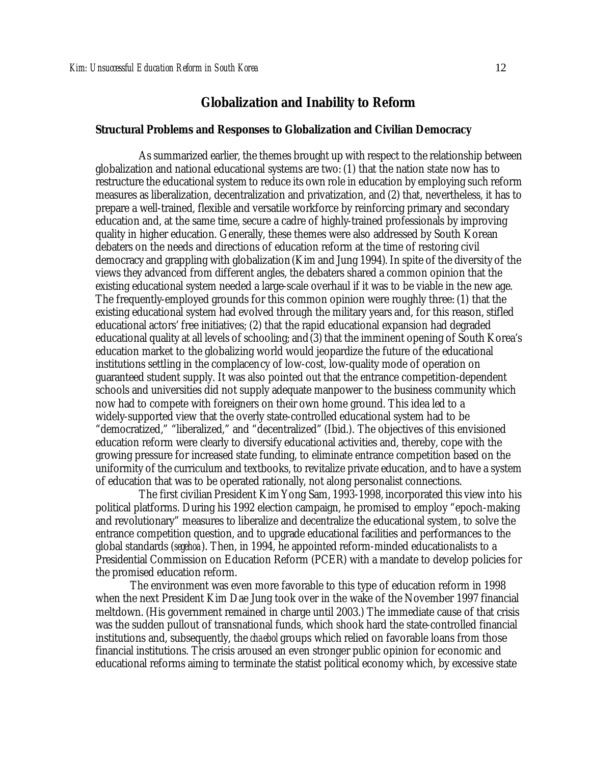## Globalization and Inability to Reform

### Structural Problems and Responses to Globalization and Civilian Democracy

As summarized earlier, the themes brought up with respect to the relationship between globalization and national educational systems are two: (1) that the nation state now has to restructure the educational system to reduce its own role in education by employing such reform measures as liberalization, decentralization and privatization, and (2) that, nevertheless, it has to prepare a well-trained, flexible and versatile workforce by reinforcing primary and secondary education and, at the same time, secure a cadre of highly-trained professionals by improving quality in higher education. Generally, these themes were also addressed by South Korean debaters on the needs and directions of education reform at the time of restoring civil democracy and grappling with globalization (Kim and Jung 1994). In spite of the diversity of the views they advanced from different angles, the debaters shared a common opinion that the existing educational system needed a large-scale overhaul if it was to be viable in the new age. The frequently-employed grounds for this common opinion were roughly three: (1) that the existing educational system had evolved through the military years and, for this reason, stifled educational actors' free initiatives; (2) that the rapid educational expansion had degraded educational quality at all levels of schooling; and (3) that the imminent opening of South Korea's education market to the globalizing world would jeopardize the future of the educational institutions settling in the complacency of low-cost, low-quality mode of operation on guaranteed student supply. It was also pointed out that the entrance competition-dependent schools and universities did not supply adequate manpower to the business community which now had to compete with foreigners on their own home ground. This idea led to a widely-supported view that the overly state-controlled educational system had to be "democratized," "liberalized," and "decentralized" (Ibid.). The objectives of this envisioned education reform were clearly to diversify educational activities and, thereby, cope with the growing pressure for increased state funding, to eliminate entrance competition based on the uniformity of the curriculum and textbooks, to revitalize private education, and to have a system of education that was to be operated rationally, not along personalist connections.

The first civilian President Kim Yong Sam, 1993-1998, incorporated this view into his political platforms. During his 1992 election campaign, he promised to employ "epoch-making and revolutionary" measures to liberalize and decentralize the educational system, to solve the entrance competition question, and to upgrade educational facilities and performances to the global standards (*segehoa*). Then, in 1994, he appointed reform-minded educationalists to a Presidential Commission on Education Reform (PCER) with a mandate to develop policies for the promised education reform.

The environment was even more favorable to this type of education reform in 1998 when the next President Kim Dae Jung took over in the wake of the November 1997 financial meltdown. (His government remained in charge until 2003.) The immediate cause of that crisis was the sudden pullout of transnational funds, which shook hard the state-controlled financial institutions and, subsequently, the *chaebol* groups which relied on favorable loans from those financial institutions. The crisis aroused an even stronger public opinion for economic and educational reforms aiming to terminate the statist political economy which, by excessive state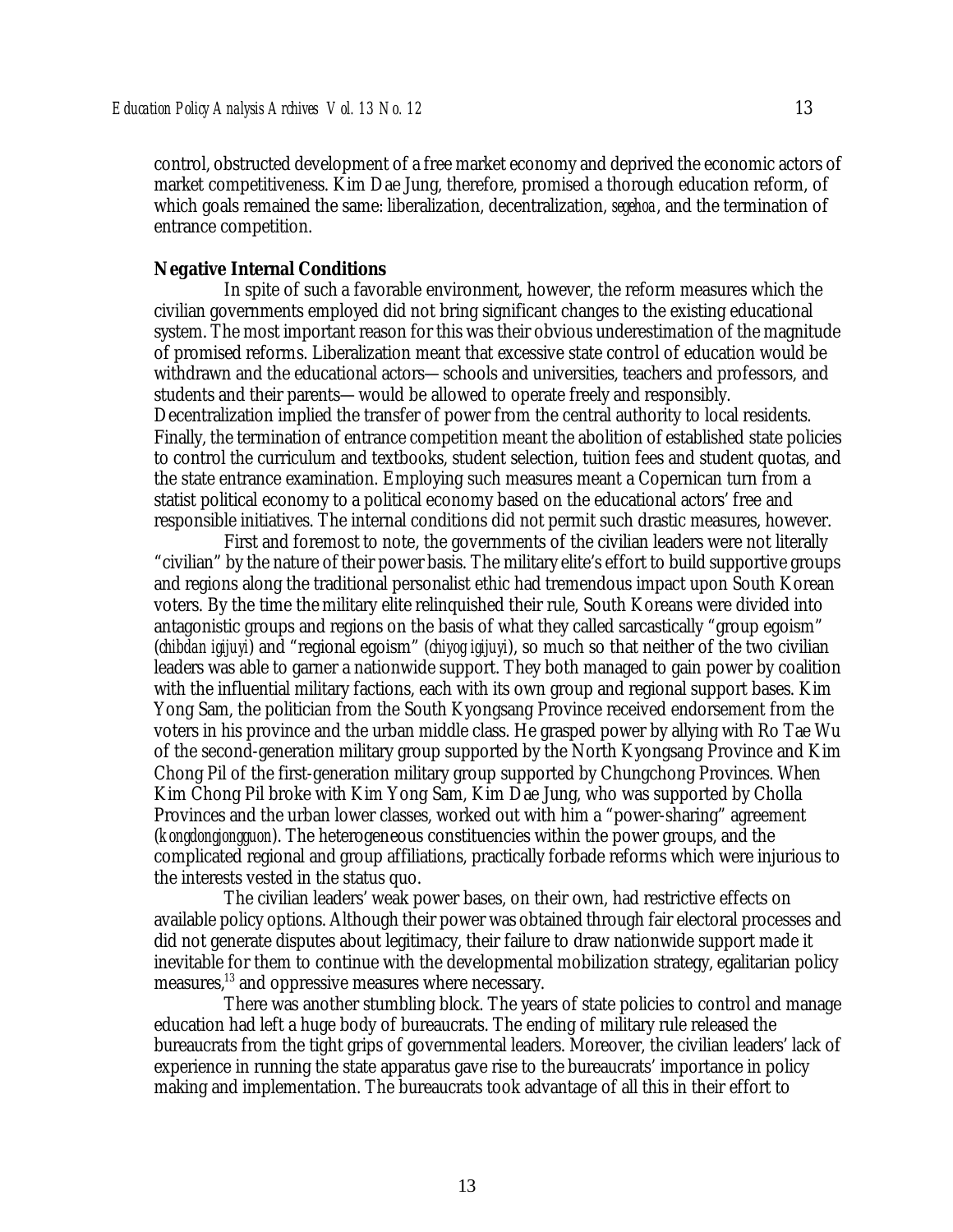control, obstructed development of a free market economy and deprived the economic actors of market competitiveness. Kim Dae Jung, therefore, promised a thorough education reform, of which goals remained the same: liberalization, decentralization, *segehoa*, and the termination of entrance competition.

**Negative Internal Conditions**

In spite of such a favorable environment, however, the reform measures which the civilian governments employed did not bring significant changes to the existing educational system. The most important reason for this was their obvious underestimation of the magnitude of promised reforms. Liberalization meant that excessive state control of education would be withdrawn and the educational actors—schools and universities, teachers and professors, and students and their parents—would be allowed to operate freely and responsibly. Decentralization implied the transfer of power from the central authority to local residents. Finally, the termination of entrance competition meant the abolition of established state policies to control the curriculum and textbooks, student selection, tuition fees and student quotas, and the state entrance examination. Employing such measures meant a Copernican turn from a statist political economy to a political economy based on the educational actors' free and responsible initiatives. The internal conditions did not permit such drastic measures, however.

First and foremost to note, the governments of the civilian leaders were not literally "civilian" by the nature of their power basis. The military elite's effort to build supportive groups and regions along the traditional personalist ethic had tremendous impact upon South Korean voters. By the time the military elite relinquished their rule, South Koreans were divided into antagonistic groups and regions on the basis of what they called sarcastically "group egoism" (*chibdan igijuyi*) and "regional egoism" (*chiyog igijuyi*), so much so that neither of the two civilian leaders was able to garner a nationwide support. They both managed to gain power by coalition with the influential military factions, each with its own group and regional support bases. Kim Yong Sam, the politician from the South Kyongsang Province received endorsement from the voters in his province and the urban middle class. He grasped power by allying with Ro Tae Wu of the second-generation military group supported by the North Kyongsang Province and Kim Chong Pil of the first-generation military group supported by Chungchong Provinces. When Kim Chong Pil broke with Kim Yong Sam, Kim Dae Jung, who was supported by Cholla Provinces and the urban lower classes, worked out with him a "power-sharing" agreement (*kongdongjongguon*). The heterogeneous constituencies within the power groups, and the complicated regional and group affiliations, practically forbade reforms which were injurious to the interests vested in the status quo.

The civilian leaders' weak power bases, on their own, had restrictive effects on available policy options. Although their power was obtained through fair electoral processes and did not generate disputes about legitimacy, their failure to draw nationwide support made it inevitable for them to continue with the developmental mobilization strategy, egalitarian policy measures,[13] and oppressive measures where necessary.

There was another stumbling block. The years of state policies to control and manage education had left a huge body of bureaucrats. The ending of military rule released the bureaucrats from the tight grips of governmental leaders. Moreover, the civilian leaders' lack of experience in running the state apparatus gave rise to the bureaucrats' importance in policy making and implementation. The bureaucrats took advantage of all this in their effort to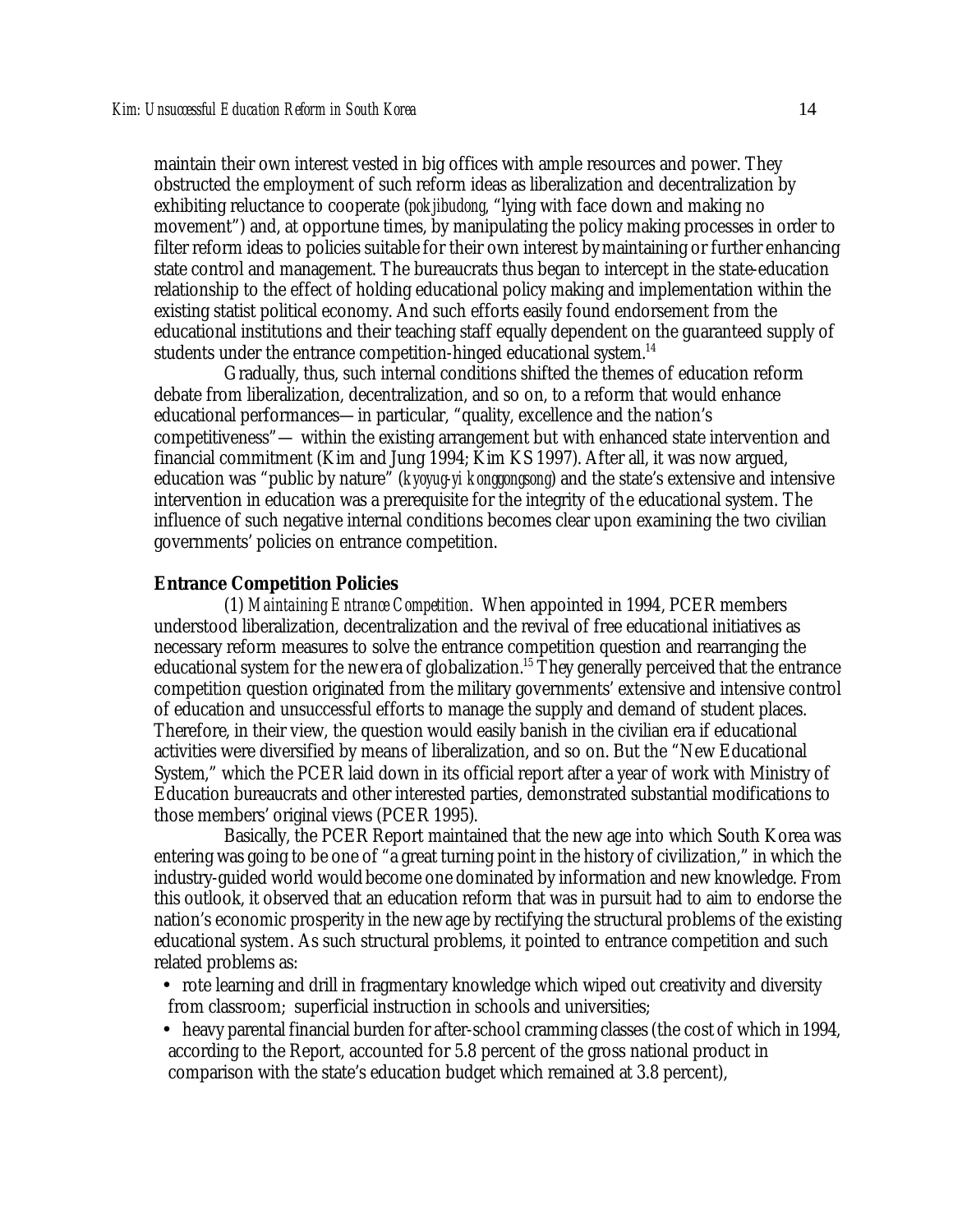maintain their own interest vested in big offices with ample resources and power. They obstructed the employment of such reform ideas as liberalization and decentralization by exhibiting reluctance to cooperate (*pokjibudong*, "lying with face down and making no movement") and, at opportune times, by manipulating the policy making processes in order to filter reform ideas to policies suitable for their own interest by maintaining or further enhancing state control and management. The bureaucrats thus began to intercept in the state-education relationship to the effect of holding educational policy making and implementation within the existing statist political economy. And such efforts easily found endorsement from the educational institutions and their teaching staff equally dependent on the guaranteed supply of students under the entrance competition-hinged educational system.[14]

Gradually, thus, such internal conditions shifted the themes of education reform debate from liberalization, decentralization, and so on, to a reform that would enhance educational performances—in particular, "quality, excellence and the nation's competitiveness"— within the existing arrangement but with enhanced state intervention and financial commitment (Kim and Jung 1994; Kim KS 1997). After all, it was now argued, education was "public by nature" (*kyoyug-yi kongongsong*) and the state's extensive and intensive intervention in education was a prerequisite for the integrity of the educational system. The influence of such negative internal conditions becomes clear upon examining the two civilian governments' policies on entrance competition.

**Entrance Competition Policies**

(1) *Maintaining Entrance Competition*. When appointed in 1994, PCER members understood liberalization, decentralization and the revival of free educational initiatives as necessary reform measures to solve the entrance competition question and rearranging the educational system for the new era of globalization.[15] They generally perceived that the entrance competition question originated from the military governments' extensive and intensive control of education and unsuccessful efforts to manage the supply and demand of student places. Therefore, in their view, the question would easily banish in the civilian era if educational activities were diversified by means of liberalization, and so on. But the "New Educational System," which the PCER laid down in its official report after a year of work with Ministry of Education bureaucrats and other interested parties, demonstrated substantial modifications to those members' original views (PCER 1995).

Basically, the PCER Report maintained that the new age into which South Korea was entering was going to be one of "a great turning point in the history of civilization," in which the industry-guided world would become one dominated by information and new knowledge. From this outlook, it observed that an education reform that was in pursuit had to aim to endorse the nation's economic prosperity in the new age by rectifying the structural problems of the existing educational system. As such structural problems, it pointed to entrance competition and such related problems as:

- rote learning and drill in fragmentary knowledge which wiped out creativity and diversity from classroom; superficial instruction in schools and universities;
- heavy parental financial burden for after-school cramming classes (the cost of which in 1994, according to the Report, accounted for 5.8 percent of the gross national product in comparison with the state's education budget which remained at 3.8 percent),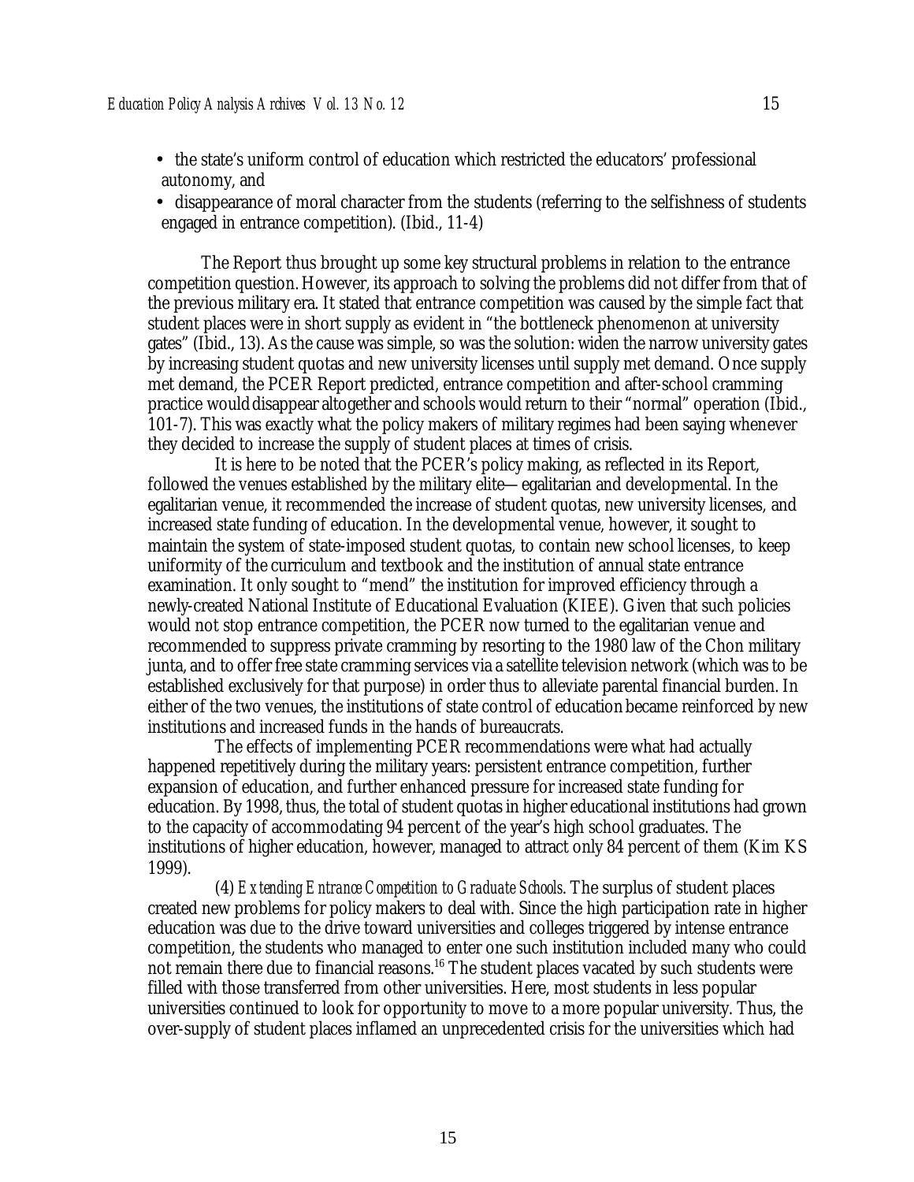- the state's uniform control of education which restricted the educators' professional autonomy, and
- disappearance of moral character from the students (referring to the selfishness of students engaged in entrance competition). (Ibid., 11-4)

The Report thus brought up some key structural problems in relation to the entrance competition question. However, its approach to solving the problems did not differ from that of the previous military era. It stated that entrance competition was caused by the simple fact that student places were in short supply as evident in "the bottleneck phenomenon at university gates" (Ibid., 13). As the cause was simple, so was the solution: widen the narrow university gates by increasing student quotas and new university licenses until supply met demand. Once supply met demand, the PCER Report predicted, entrance competition and after-school cramming practice would disappear altogether and schools would return to their "normal" operation (Ibid., 101-7). This was exactly what the policy makers of military regimes had been saying whenever they decided to increase the supply of student places at times of crisis.

It is here to be noted that the PCER's policy making, as reflected in its Report, followed the venues established by the military elite—egalitarian and developmental. In the egalitarian venue, it recommended the increase of student quotas, new university licenses, and increased state funding of education. In the developmental venue, however, it sought to maintain the system of state-imposed student quotas, to contain new school licenses, to keep uniformity of the curriculum and textbook and the institution of annual state entrance examination. It only sought to "mend" the institution for improved efficiency through a newly-created National Institute of Educational Evaluation (KIEE). Given that such policies would not stop entrance competition, the PCER now turned to the egalitarian venue and recommended to suppress private cramming by resorting to the 1980 law of the Chon military junta, and to offer free state cramming services via a satellite television network (which was to be established exclusively for that purpose) in order thus to alleviate parental financial burden. In either of the two venues, the institutions of state control of education became reinforced by new institutions and increased funds in the hands of bureaucrats.

The effects of implementing PCER recommendations were what had actually happened repetitively during the military years: persistent entrance competition, further expansion of education, and further enhanced pressure for increased state funding for education. By 1998, thus, the total of student quotas in higher educational institutions had grown to the capacity of accommodating 94 percent of the year's high school graduates. The institutions of higher education, however, managed to attract only 84 percent of them (Kim KS 1999).

(4) *Extending Entrance Competition to Graduate Schools*. The surplus of student places created new problems for policy makers to deal with. Since the high participation rate in higher education was due to the drive toward universities and colleges triggered by intense entrance competition, the students who managed to enter one such institution included many who could not remain there due to financial reasons.[16] The student places vacated by such students were filled with those transferred from other universities. Here, most students in less popular universities continued to look for opportunity to move to a more popular university. Thus, the over-supply of student places inflamed an unprecedented crisis for the universities which had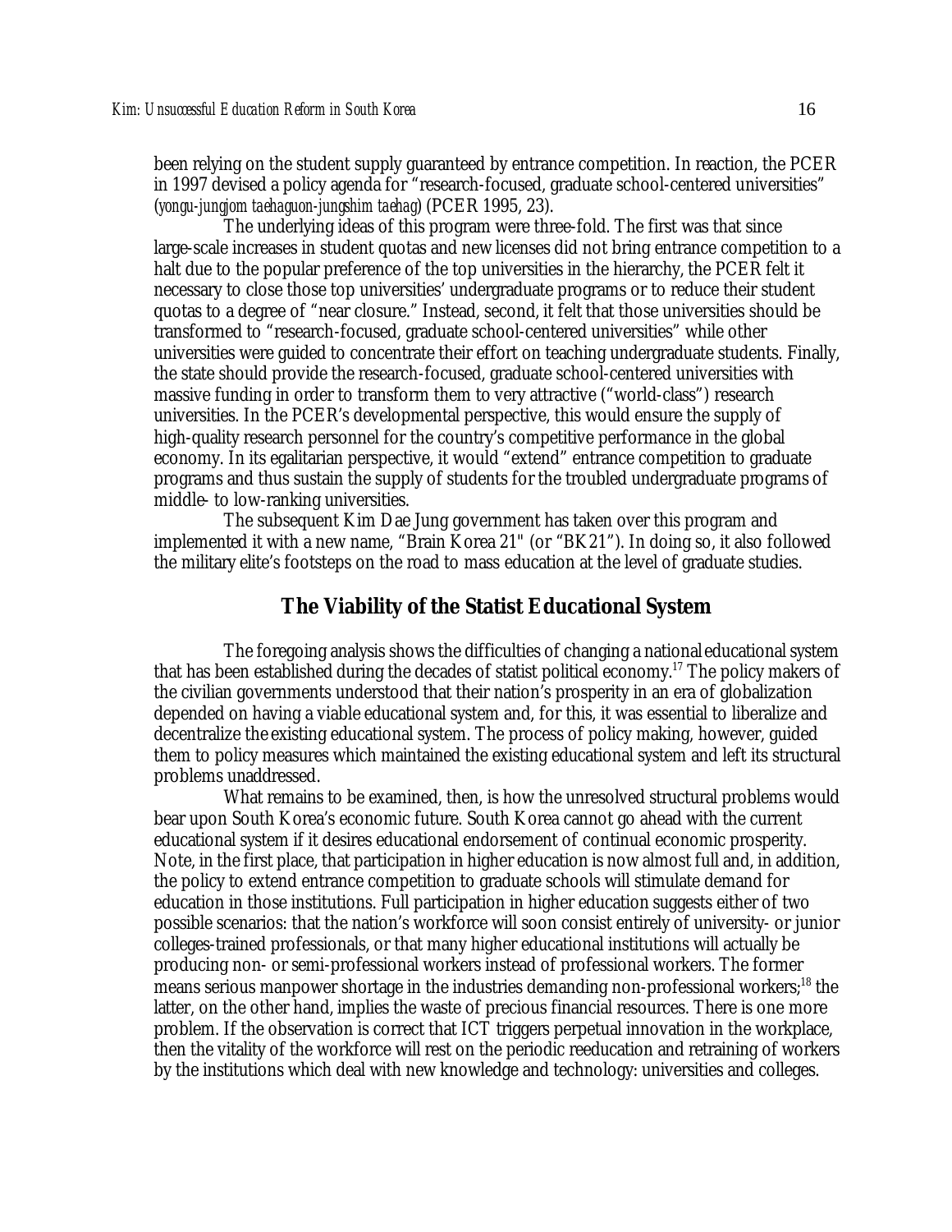been relying on the student supply guaranteed by entrance competition. In reaction, the PCER in 1997 devised a policy agenda for "research-focused, graduate school-centered universities" (*yongu-jungjom taehaguon-jungshim taehag*) (PCER 1995, 23).

The underlying ideas of this program were three-fold. The first was that since large-scale increases in student quotas and new licenses did not bring entrance competition to a halt due to the popular preference of the top universities in the hierarchy, the PCER felt it necessary to close those top universities' undergraduate programs or to reduce their student quotas to a degree of "near closure." Instead, second, it felt that those universities should be transformed to "research-focused, graduate school-centered universities" while other universities were guided to concentrate their effort on teaching undergraduate students. Finally, the state should provide the research-focused, graduate school-centered universities with massive funding in order to transform them to very attractive ("world-class") research universities. In the PCER's developmental perspective, this would ensure the supply of high-quality research personnel for the country's competitive performance in the global economy. In its egalitarian perspective, it would "extend" entrance competition to graduate programs and thus sustain the supply of students for the troubled undergraduate programs of middle- to low-ranking universities.

The subsequent Kim Dae Jung government has taken over this program and implemented it with a new name, "Brain Korea 21" (or "BK21"). In doing so, it also followed the military elite's footsteps on the road to mass education at the level of graduate studies.

## The Viability of the Statist Educational System

The foregoing analysis shows the difficulties of changing a national educational system that has been established during the decades of statist political economy.[17] The policy makers of the civilian governments understood that their nation's prosperity in an era of globalization depended on having a viable educational system and, for this, it was essential to liberalize and decentralize the existing educational system. The process of policy making, however, guided them to policy measures which maintained the existing educational system and left its structural problems unaddressed.

What remains to be examined, then, is how the unresolved structural problems would bear upon South Korea's economic future. South Korea cannot go ahead with the current educational system if it desires educational endorsement of continual economic prosperity. Note, in the first place, that participation in higher education is now almost full and, in addition, the policy to extend entrance competition to graduate schools will stimulate demand for education in those institutions. Full participation in higher education suggests either of two possible scenarios: that the nation's workforce will soon consist entirely of university- or junior colleges-trained professionals, or that many higher educational institutions will actually be producing non- or semi-professional workers instead of professional workers. The former means serious manpower shortage in the industries demanding non-professional workers;[18] the latter, on the other hand, implies the waste of precious financial resources. There is one more problem. If the observation is correct that ICT triggers perpetual innovation in the workplace, then the vitality of the workforce will rest on the periodic reeducation and retraining of workers by the institutions which deal with new knowledge and technology: universities and colleges.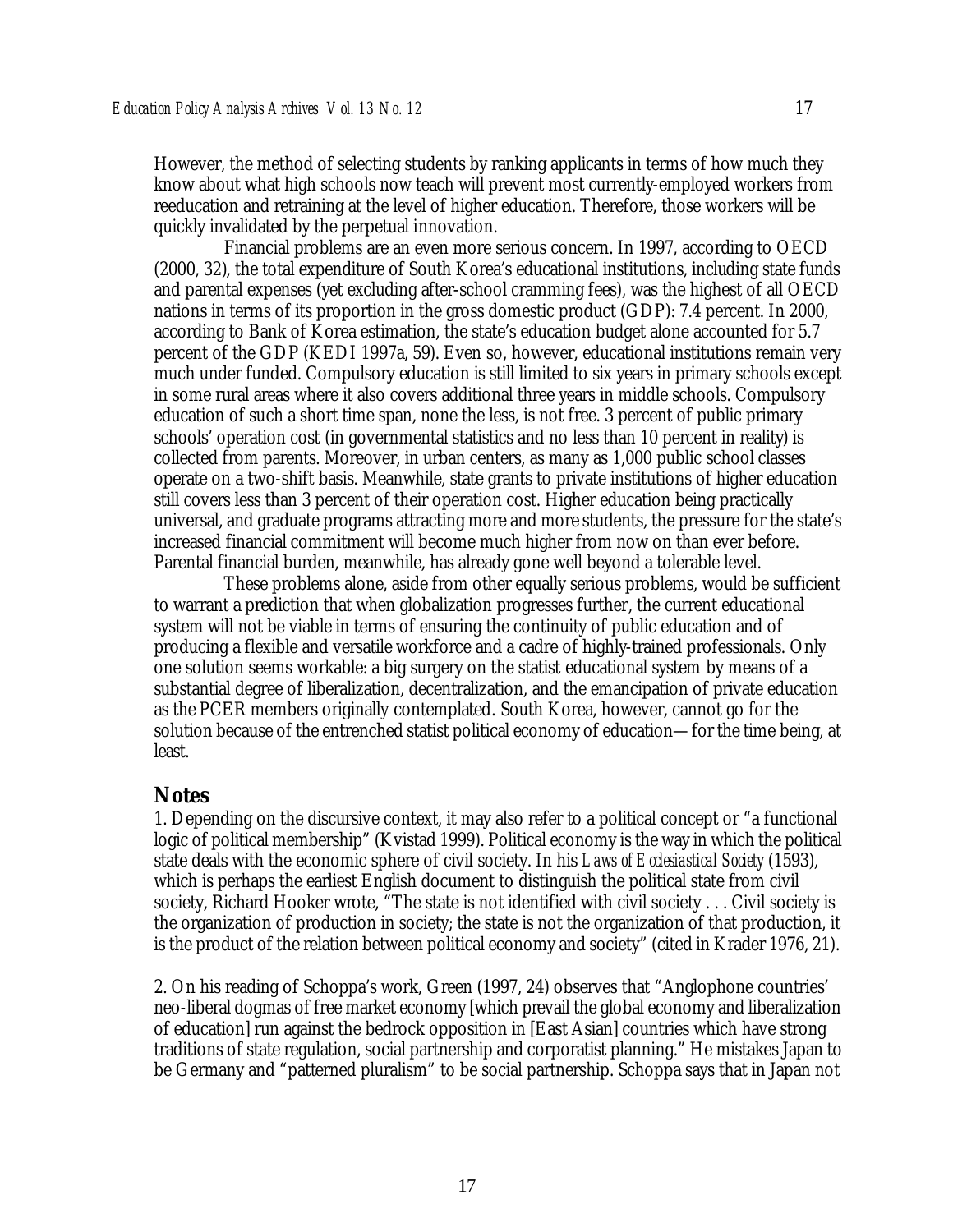However, the method of selecting students by ranking applicants in terms of how much they know about what high schools now teach will prevent most currently-employed workers from reeducation and retraining at the level of higher education. Therefore, those workers will be quickly invalidated by the perpetual innovation.

Financial problems are an even more serious concern. In 1997, according to OECD (2000, 32), the total expenditure of South Korea's educational institutions, including state funds and parental expenses (yet excluding after-school cramming fees), was the highest of all OECD nations in terms of its proportion in the gross domestic product (GDP): 7.4 percent. In 2000, according to Bank of Korea estimation, the state's education budget alone accounted for 5.7 percent of the GDP (KEDI 1997a, 59). Even so, however, educational institutions remain very much under funded. Compulsory education is still limited to six years in primary schools except in some rural areas where it also covers additional three years in middle schools. Compulsory education of such a short time span, none the less, is not free. 3 percent of public primary schools' operation cost (in governmental statistics and no less than 10 percent in reality) is collected from parents. Moreover, in urban centers, as many as 1,000 public school classes operate on a two-shift basis. Meanwhile, state grants to private institutions of higher education still covers less than 3 percent of their operation cost. Higher education being practically universal, and graduate programs attracting more and more students, the pressure for the state's increased financial commitment will become much higher from now on than ever before. Parental financial burden, meanwhile, has already gone well beyond a tolerable level.

These problems alone, aside from other equally serious problems, would be sufficient to warrant a prediction that when globalization progresses further, the current educational system will not be viable in terms of ensuring the continuity of public education and of producing a flexible and versatile workforce and a cadre of highly-trained professionals. Only one solution seems workable: a big surgery on the statist educational system by means of a substantial degree of liberalization, decentralization, and the emancipation of private education as the PCER members originally contemplated. South Korea, however, cannot go for the solution because of the entrenched statist political economy of education—for the time being, at least.

## Notes

1. Depending on the discursive context, it may also refer to a political concept or "a functional logic of political membership" (Kvistad 1999). Political economy is the way in which the political state deals with the economic sphere of civil society. In his *Laws of Ecclesiastical Society* (1593), which is perhaps the earliest English document to distinguish the political state from civil society, Richard Hooker wrote, "The state is not identified with civil society . . . Civil society is the organization of production in society; the state is not the organization of that production, it is the product of the relation between political economy and society" (cited in Krader 1976, 21).

2. On his reading of Schoppa's work, Green (1997, 24) observes that "Anglophone countries' neo-liberal dogmas of free market economy [which prevail the global economy and liberalization of education] run against the bedrock opposition in [East Asian] countries which have strong traditions of state regulation, social partnership and corporatist planning." He mistakes Japan to be Germany and "patterned pluralism" to be social partnership. Schoppa says that in Japan not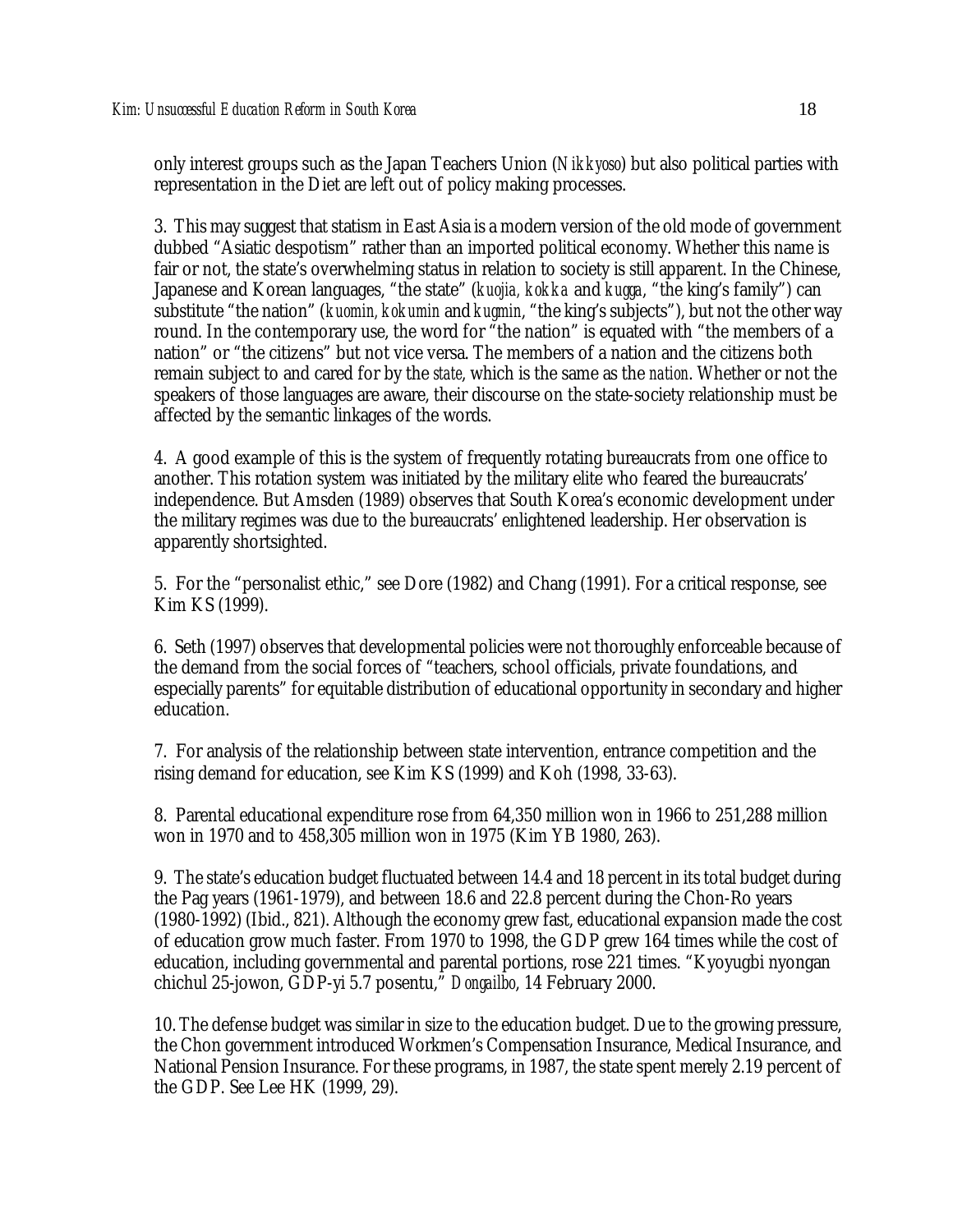only interest groups such as the Japan Teachers Union (*Nikkyoso*) but also political parties with representation in the Diet are left out of policy making processes.

3. This may suggest that statism in East Asia is a modern version of the old mode of government dubbed "Asiatic despotism" rather than an imported political economy. Whether this name is fair or not, the state's overwhelming status in relation to society is still apparent. In the Chinese, Japanese and Korean languages, "the state" (*kuojia, kokka* and *kugga*, "the king's family") can substitute "the nation" (*kuomin, kokumin* and *kugmin*, "the king's subjects"), but not the other way round. In the contemporary use, the word for "the nation" is equated with "the members of a nation" or "the citizens" but not vice versa. The members of a nation and the citizens both remain subject to and cared for by the *state*, which is the same as the *nation*. Whether or not the speakers of those languages are aware, their discourse on the state-society relationship must be affected by the semantic linkages of the words.

4. A good example of this is the system of frequently rotating bureaucrats from one office to another. This rotation system was initiated by the military elite who feared the bureaucrats' independence. But Amsden (1989) observes that South Korea's economic development under the military regimes was due to the bureaucrats' enlightened leadership. Her observation is apparently shortsighted.

5. For the "personalist ethic," see Dore (1982) and Chang (1991). For a critical response, see Kim KS (1999).

6. Seth (1997) observes that developmental policies were not thoroughly enforceable because of the demand from the social forces of "teachers, school officials, private foundations, and especially parents" for equitable distribution of educational opportunity in secondary and higher education.

7. For analysis of the relationship between state intervention, entrance competition and the rising demand for education, see Kim KS (1999) and Koh (1998, 33-63).

8. Parental educational expenditure rose from 64,350 million won in 1966 to 251,288 million won in 1970 and to 458,305 million won in 1975 (Kim YB 1980, 263).

9. The state's education budget fluctuated between 14.4 and 18 percent in its total budget during the Pag years (1961-1979), and between 18.6 and 22.8 percent during the Chon-Ro years (1980-1992) (Ibid., 821). Although the economy grew fast, educational expansion made the cost of education grow much faster. From 1970 to 1998, the GDP grew 164 times while the cost of education, including governmental and parental portions, rose 221 times. "Kyoyugbi nyongan chichul 25-jowon, GDP-yi 5.7 posentu," *Dongailbo*, 14 February 2000.

10. The defense budget was similar in size to the education budget. Due to the growing pressure, the Chon government introduced Workmen's Compensation Insurance, Medical Insurance, and National Pension Insurance. For these programs, in 1987, the state spent merely 2.19 percent of the GDP. See Lee HK (1999, 29).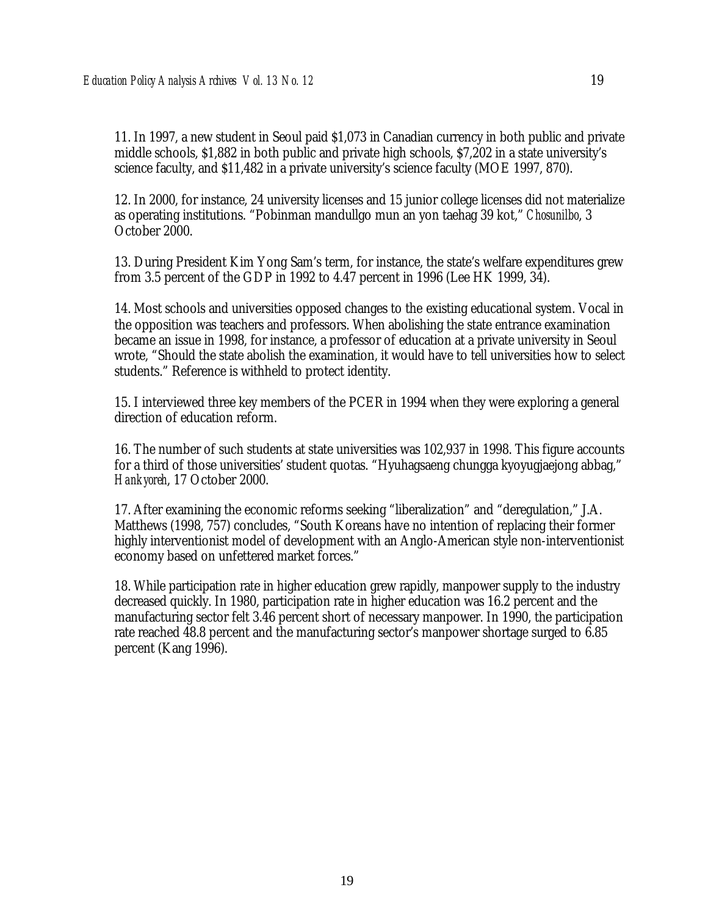11. In 1997, a new student in Seoul paid $1,073 in Canadian currency in both public and private middle schools, $1,882 in both public and private high schools, $7,202 in a state university's science faculty, and $11,482 in a private university's science faculty (MOE 1997, 870).

12. In 2000, for instance, 24 university licenses and 15 junior college licenses did not materialize as operating institutions. "Pobinman mandullgo mun an yon taehag 39 kot," *Chosunilbo*, 3 October 2000.

13. During President Kim Yong Sam's term, for instance, the state's welfare expenditures grew from 3.5 percent of the GDP in 1992 to 4.47 percent in 1996 (Lee HK 1999, 34).

14. Most schools and universities opposed changes to the existing educational system. Vocal in the opposition was teachers and professors. When abolishing the state entrance examination became an issue in 1998, for instance, a professor of education at a private university in Seoul wrote, "Should the state abolish the examination, it would have to tell universities how to select students." Reference is withheld to protect identity.

15. I interviewed three key members of the PCER in 1994 when they were exploring a general direction of education reform.

16. The number of such students at state universities was 102,937 in 1998. This figure accounts for a third of those universities' student quotas. "Hyuhagsaeng chungga kyoyugjaejong abbag," *Hankyoreh*, 17 October 2000.

17. After examining the economic reforms seeking "liberalization" and "deregulation," J.A. Matthews (1998, 757) concludes, "South Koreans have no intention of replacing their former highly interventionist model of development with an Anglo-American style non-interventionist economy based on unfettered market forces."

18. While participation rate in higher education grew rapidly, manpower supply to the industry decreased quickly. In 1980, participation rate in higher education was 16.2 percent and the manufacturing sector felt 3.46 percent short of necessary manpower. In 1990, the participation rate reached 48.8 percent and the manufacturing sector's manpower shortage surged to 6.85 percent (Kang 1996).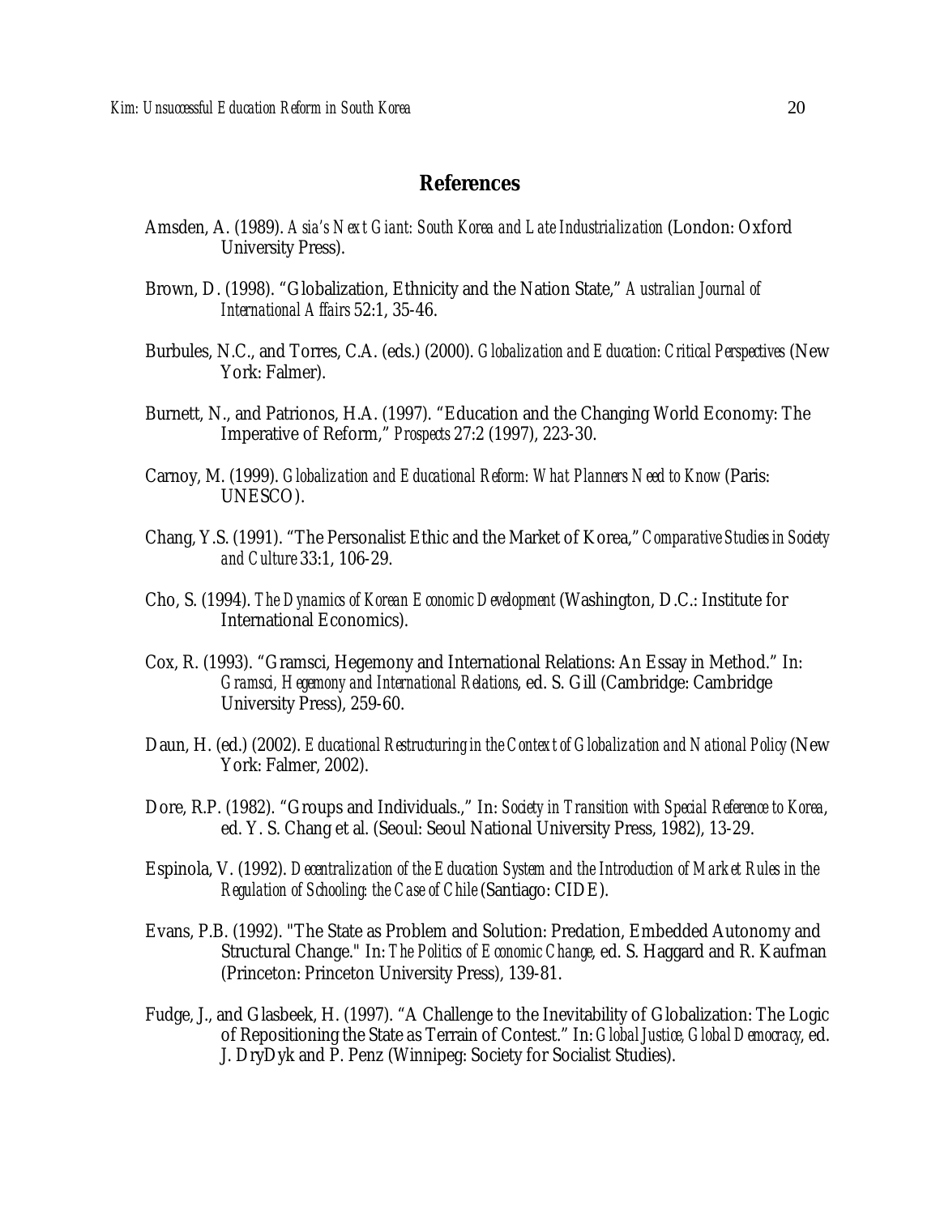## References

Amsden, A. (1989). *Asia's Next Giant: South Korea and Late Industrialization* (London: Oxford University Press).

Brown, D. (1998). "Globalization, Ethnicity and the Nation State," *Australian Journal of International Affairs* 52:1, 35-46.

Burbules, N.C., and Torres, C.A. (eds.) (2000). *Globalization and Education: Critical Perspectives* (New York: Falmer).

Burnett, N., and Patrionos, H.A. (1997). "Education and the Changing World Economy: The Imperative of Reform," *Prospects* 27:2 (1997), 223-30.

Carnoy, M. (1999). *Globalization and Educational Reform: What Planners Need to Know* (Paris: UNESCO).

Chang, Y.S. (1991). "The Personalist Ethic and the Market of Korea," *Comparative Studies in Society and Culture* 33:1, 106-29.

Cho, S. (1994). *The Dynamics of Korean Economic Development* (Washington, D.C.: Institute for International Economics).

Cox, R. (1993). "Gramsci, Hegemony and International Relations: An Essay in Method." In: *Gramsci, Hegemony and International Relations*, ed. S. Gill (Cambridge: Cambridge University Press), 259-60.

Daun, H. (ed.) (2002). *Educational Restructuring in the Context of Globalization and National Policy* (New York: Falmer, 2002).

Dore, R.P. (1982). "Groups and Individuals.," In: *Society in Transition with Special Reference to Korea*, ed. Y. S. Chang et al. (Seoul: Seoul National University Press, 1982), 13-29.

Espinola, V. (1992). *Decentralization of the Education System and the Introduction of Market Rules in the Regulation of Schooling: the Case of Chile* (Santiago: CIDE).

Evans, P.B. (1992). "The State as Problem and Solution: Predation, Embedded Autonomy and Structural Change." In: *The Politics of Economic Change*, ed. S. Haggard and R. Kaufman (Princeton: Princeton University Press), 139-81.

Fudge, J., and Glasbeek, H. (1997). "A Challenge to the Inevitability of Globalization: The Logic of Repositioning the State as Terrain of Contest." In: *Global Justice, Global Democracy*, ed. J. DryDyk and P. Penz (Winnipeg: Society for Socialist Studies).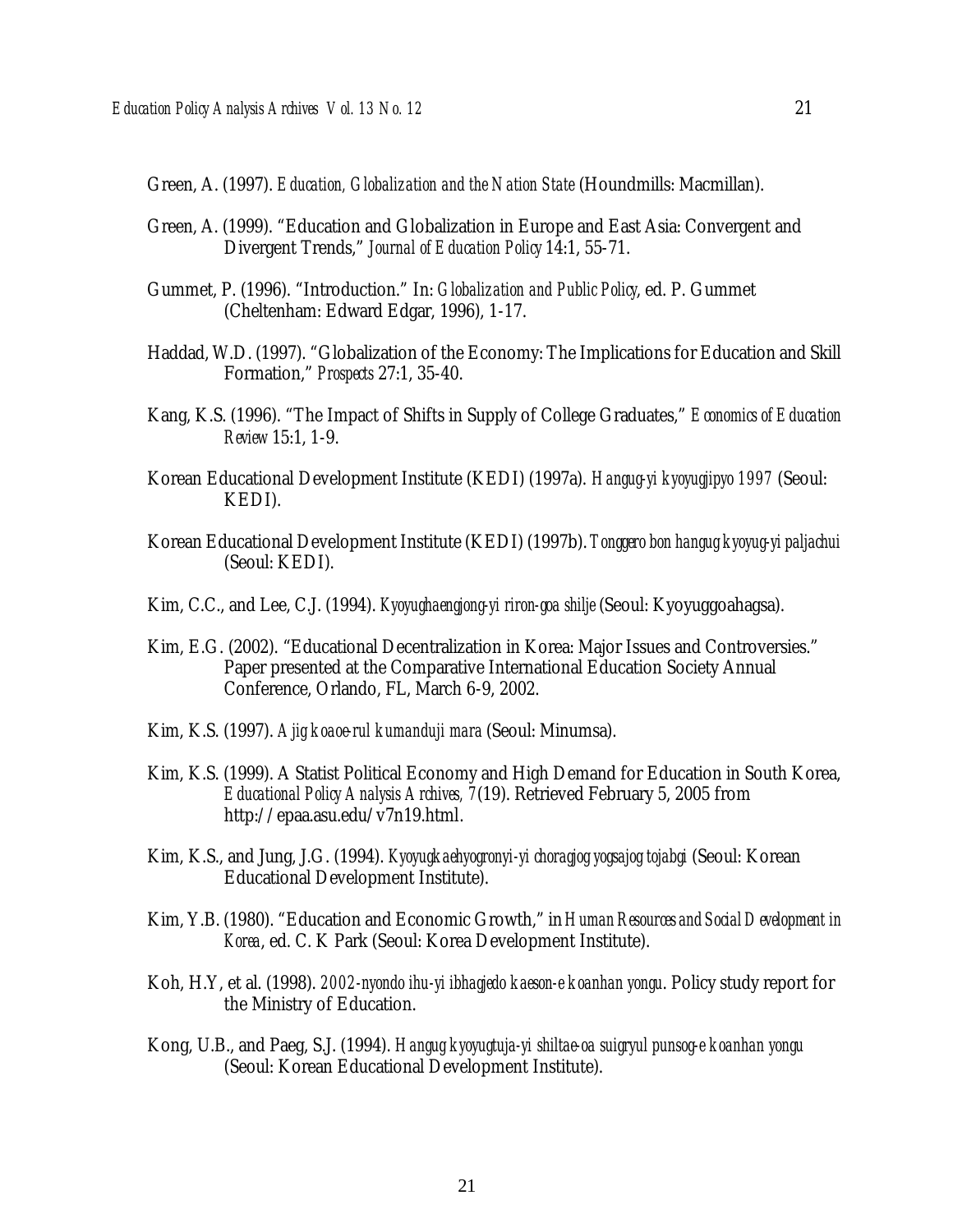Green, A. (1997). *Education, Globalization and the Nation State* (Houndmills: Macmillan).

Green, A. (1999). "Education and Globalization in Europe and East Asia: Convergent and Divergent Trends," *Journal of Education Policy* 14:1, 55-71.

Gummet, P. (1996). "Introduction." In: *Globalization and Public Policy*, ed. P. Gummet (Cheltenham: Edward Edgar, 1996), 1-17.

Haddad, W.D. (1997). "Globalization of the Economy: The Implications for Education and Skill Formation," *Prospects* 27:1, 35-40.

Kang, K.S. (1996). "The Impact of Shifts in Supply of College Graduates," *Economics of Education Review* 15:1, 1-9.

Korean Educational Development Institute (KEDI) (1997a). *Hangug-yi kyoyugjipyo 1997* (Seoul: KEDI).

Korean Educational Development Institute (KEDI) (1997b). *Tonggero bon hangug kyoyug-yi paljachui* (Seoul: KEDI).

Kim, C.C., and Lee, C.J. (1994). *Kyoyughaengjong-yi riron-goa shilje* (Seoul: Kyoyuggoahagsa).

Kim, E.G. (2002). "Educational Decentralization in Korea: Major Issues and Controversies." Paper presented at the Comparative International Education Society Annual Conference, Orlando, FL, March 6-9, 2002.

Kim, K.S. (1997). *Ajig koaoe-rul kumanduji mara* (Seoul: Minumsa).

Kim, K.S. (1999). A Statist Political Economy and High Demand for Education in South Korea, *Educational Policy Analysis Archives, 7*(19). Retrieved February 5, 2005 from http://epaa.asu.edu/v7n19.html.

Kim, K.S., and Jung, J.G. (1994). *Kyoyugkaehyogronyi-yi choragjog yogsajog tojabgi* (Seoul: Korean Educational Development Institute).

Kim, Y.B. (1980). "Education and Economic Growth," in *Human Resources and Social Development in Korea*, ed. C. K Park (Seoul: Korea Development Institute).

Koh, H.Y, et al. (1998). *2002-nyondo ihu-yi ibhagjedo kaeson-e koanhan yongu*. Policy study report for the Ministry of Education.

Kong, U.B., and Paeg, S.J. (1994). *Hangug kyoyugtuja-yi shiltae-oa suigryul punsog-e koanhan yongu* (Seoul: Korean Educational Development Institute).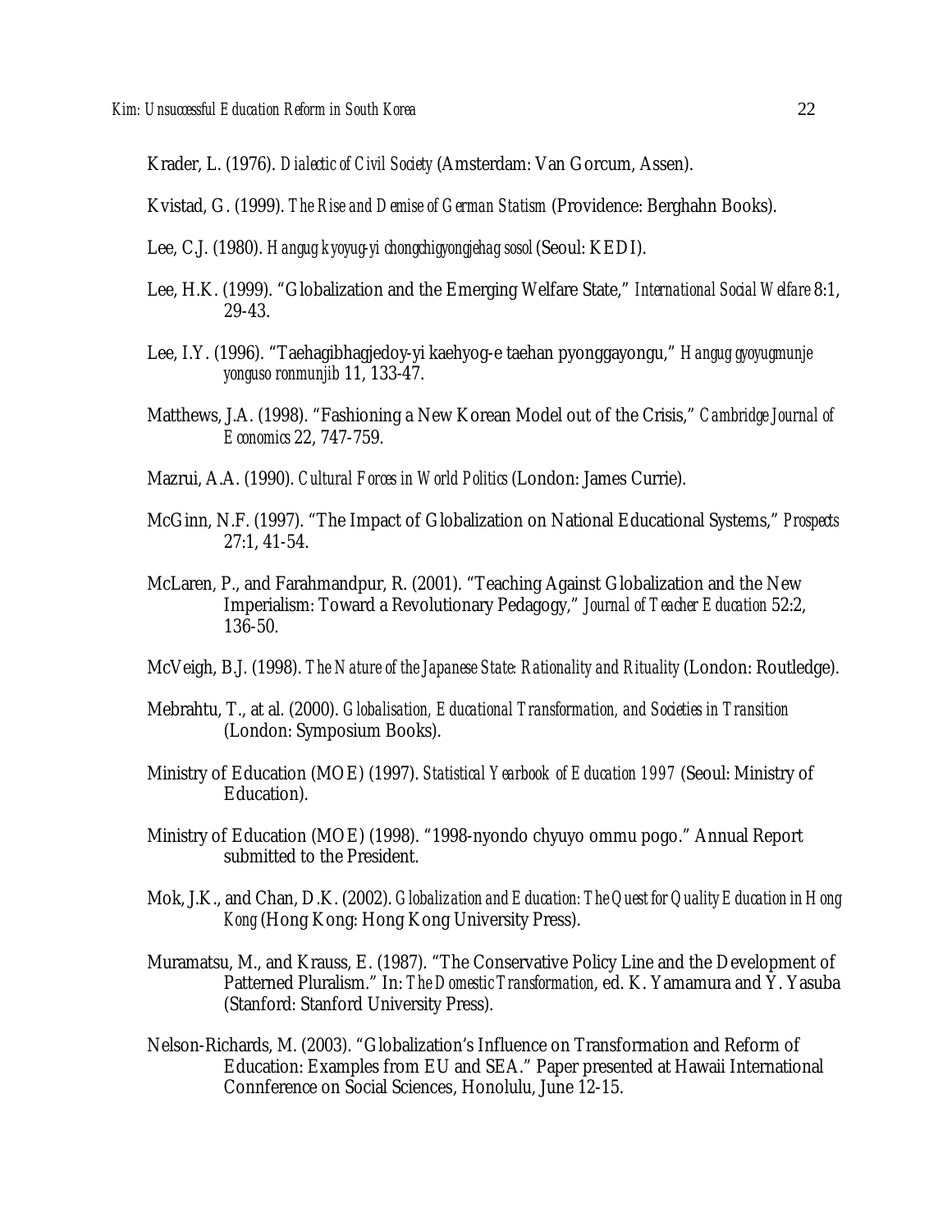Krader, L. (1976). *Dialectic of Civil Society* (Amsterdam: Van Gorcum, Assen).

Kvistad, G. (1999). *The Rise and Demise of German Statism* (Providence: Berghahn Books).

Lee, C.J. (1980). *Hangug kyoyug-yi chongchigyongjehag sosol* (Seoul: KEDI).

Lee, H.K. (1999). "Globalization and the Emerging Welfare State," *International Social Welfare* 8:1, 29-43.

Lee, I.Y. (1996). "Taehagibhagjedoy-yi kaehyog-e taehan pyonggayongu," *Hanguggyoyugmunje yonguso ronmunjib* 11, 133-47.

Matthews, J.A. (1998). "Fashioning a New Korean Model out of the Crisis," *Cambridge Journal of Economics* 22, 747-759.

Mazrui, A.A. (1990). *Cultural Forces in World Politics* (London: James Currie).

McGinn, N.F. (1997). "The Impact of Globalization on National Educational Systems," *Prospects* 27:1, 41-54.

McLaren, P., and Farahmandpur, R. (2001). "Teaching Against Globalization and the New Imperialism: Toward a Revolutionary Pedagogy," *Journal of Teacher Education* 52:2, 136-50.

McVeigh, B.J. (1998). *The Nature of the Japanese State: Rationality and Rituality* (London: Routledge).

Mebrahtu, T., at al. (2000). *Globalisation, Educational Transformation, and Societies in Transition* (London: Symposium Books).

Ministry of Education (MOE) (1997). *Statistical Yearbook of Education 1997* (Seoul: Ministry of Education).

Ministry of Education (MOE) (1998). "1998-nyondo chyuyo ommu pogo." Annual Report submitted to the President.

Mok, J.K., and Chan, D.K. (2002). *Globalization and Education: The Quest for Quality Education in Hong Kong* (Hong Kong: Hong Kong University Press).

Muramatsu, M., and Krauss, E. (1987). "The Conservative Policy Line and the Development of Patterned Pluralism." In: *The Domestic Transformation*, ed. K. Yamamura and Y. Yasuba (Stanford: Stanford University Press).

Nelson-Richards, M. (2003). "Globalization's Influence on Transformation and Reform of Education: Examples from EU and SEA." Paper presented at Hawaii International Connference on Social Sciences, Honolulu, June 12-15.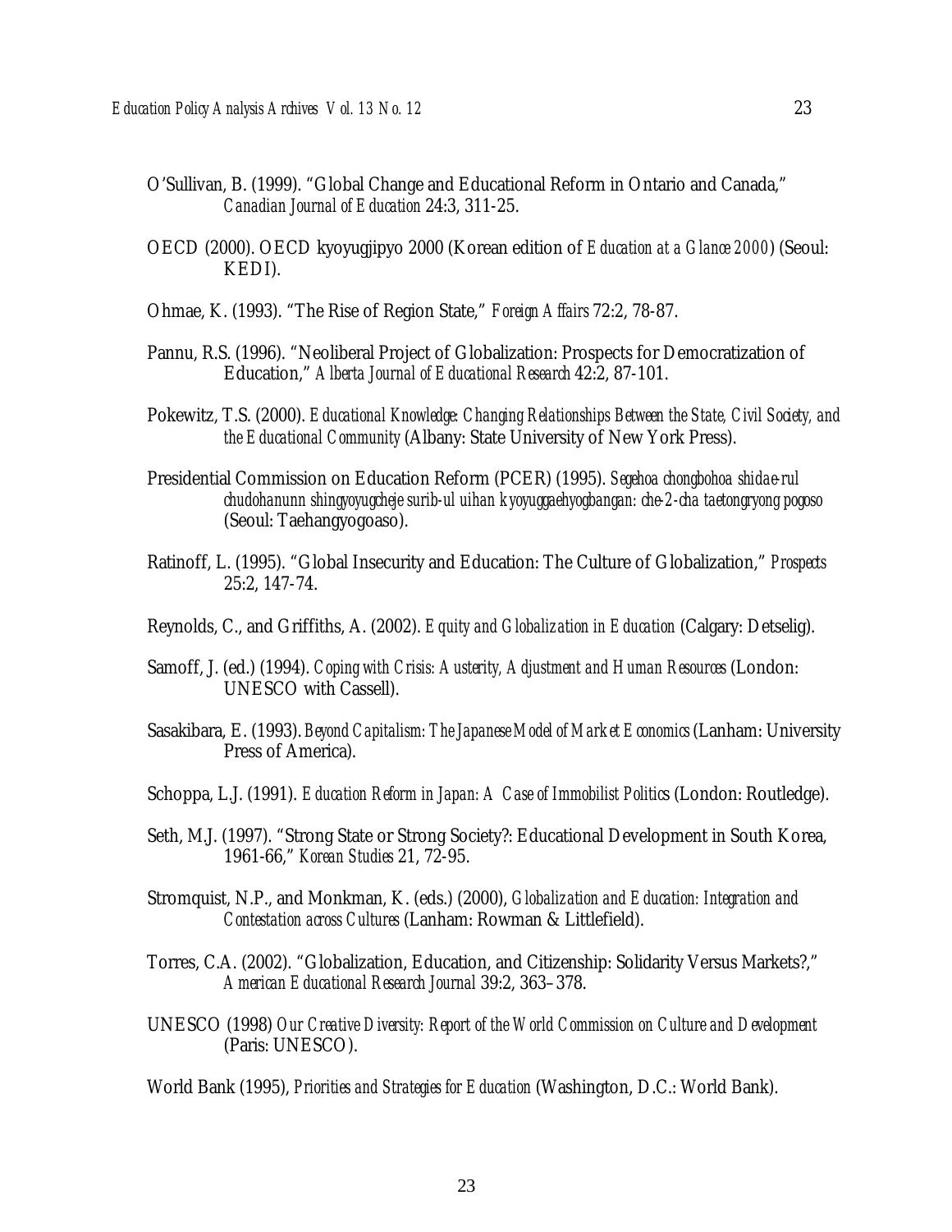O'Sullivan, B. (1999). "Global Change and Educational Reform in Ontario and Canada," *Canadian Journal of Education* 24:3, 311-25.

OECD (2000). OECD kyoyugjipyo 2000 (Korean edition of *Education at a Glance 2000*) (Seoul: KEDI).

Ohmae, K. (1993). "The Rise of Region State," *Foreign Affairs* 72:2, 78-87.

Pannu, R.S. (1996). "Neoliberal Project of Globalization: Prospects for Democratization of Education," *Alberta Journal of Educational Research* 42:2, 87-101.

Pokewitz, T.S. (2000). *Educational Knowledge: Changing Relationships Between the State, Civil Society, and the Educational Community* (Albany: State University of New York Press).

Presidential Commission on Education Reform (PCER) (1995). *Segehoa chongbohoa shidae-rul chudohanunn shingyoyugcheje surib-ul uihan kyoyuggaehyogbangan: che-2-cha taetongryong pogoso* (Seoul: Taehangyogoaso).

Ratinoff, L. (1995). "Global Insecurity and Education: The Culture of Globalization," *Prospects* 25:2, 147-74.

Reynolds, C., and Griffiths, A. (2002). *Equity and Globalization in Education* (Calgary: Detselig).

Samoff, J. (ed.) (1994). *Coping with Crisis: Austerity, Adjustment and Human Resources* (London: UNESCO with Cassell).

Sasakibara, E. (1993). *Beyond Capitalism: The Japanese Model of Market Economics* (Lanham: University Press of America).

Schoppa, L.J. (1991). *Education Reform in Japan: A Case of Immobilist Politics* (London: Routledge).

Seth, M.J. (1997). "Strong State or Strong Society?: Educational Development in South Korea, 1961-66," *Korean Studies* 21, 72-95.

Stromquist, N.P., and Monkman, K. (eds.) (2000), *Globalization and Education: Integration and Contestation across Cultures* (Lanham: Rowman & Littlefield).

Torres, C.A. (2002). "Globalization, Education, and Citizenship: Solidarity Versus Markets?," *American Educational Research Journal* 39:2, 363–378.

UNESCO (1998) *Our Creative Diversity: Report of the World Commission on Culture and Development* (Paris: UNESCO).

World Bank (1995), *Priorities and Strategies for Education* (Washington, D.C.: World Bank).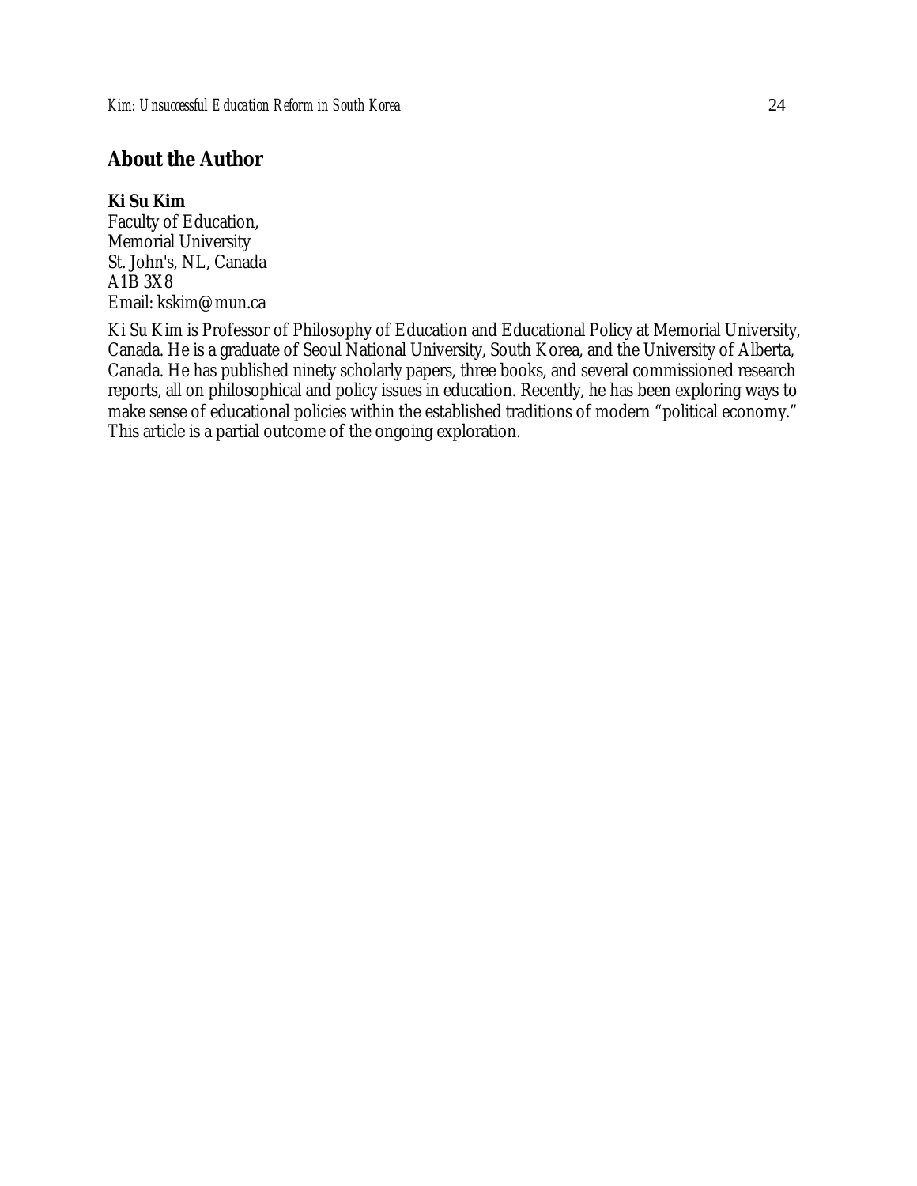## About the Author

**Ki Su Kim**
Faculty of Education,
Memorial University
St. John's, NL, Canada
A1B 3X8
Email: kskim@mun.ca

Ki Su Kim is Professor of Philosophy of Education and Educational Policy at Memorial University, Canada. He is a graduate of Seoul National University, South Korea, and the University of Alberta, Canada. He has published ninety scholarly papers, three books, and several commissioned research reports, all on philosophical and policy issues in education. Recently, he has been exploring ways to make sense of educational policies within the established traditions of modern "political economy." This article is a partial outcome of the ongoing exploration.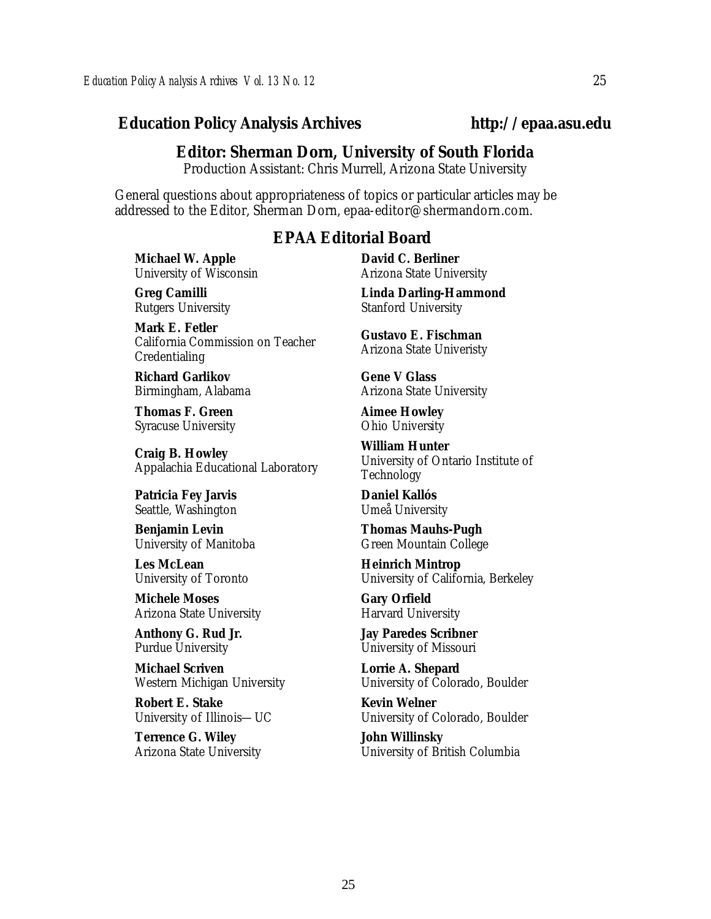**Education Policy Analysis Archives** **http://epaa.asu.edu**

## Editor: Sherman Dorn, University of South Florida

Production Assistant: Chris Murrell, Arizona State University

General questions about appropriateness of topics or particular articles may be addressed to the Editor, Sherman Dorn, epaa-editor@shermandorn.com.

## EPAA Editorial Board

**Michael W. Apple**
University of Wisconsin

**David C. Berliner**
Arizona State University

**Greg Camilli**
Rutgers University

**Linda Darling-Hammond**
Stanford University

**Mark E. Fetler**
California Commission on Teacher Credentialing

**Gustavo E. Fischman**
Arizona State Univeristy

**Richard Garlikov**
Birmingham, Alabama

**Gene V Glass**
Arizona State University

**Thomas F. Green**
Syracuse University

**Aimee Howley**
Ohio University

**Craig B. Howley**
Appalachia Educational Laboratory

**William Hunter**
University of Ontario Institute of Technology

**Patricia Fey Jarvis**
Seattle, Washington

**Daniel Kallós**
Umeå University

**Benjamin Levin**
University of Manitoba

**Thomas Mauhs-Pugh**
Green Mountain College

**Les McLean**
University of Toronto

**Heinrich Mintrop**
University of California, Berkeley

**Michele Moses**
Arizona State University

**Gary Orfield**
Harvard University

**Anthony G. Rud Jr.**
Purdue University

**Jay Paredes Scribner**
University of Missouri

**Michael Scriven**
Western Michigan University

**Lorrie A. Shepard**
University of Colorado, Boulder

**Robert E. Stake**
University of Illinois—UC

**Kevin Welner**
University of Colorado, Boulder

**Terrence G. Wiley**
Arizona State University

**John Willinsky**
University of British Columbia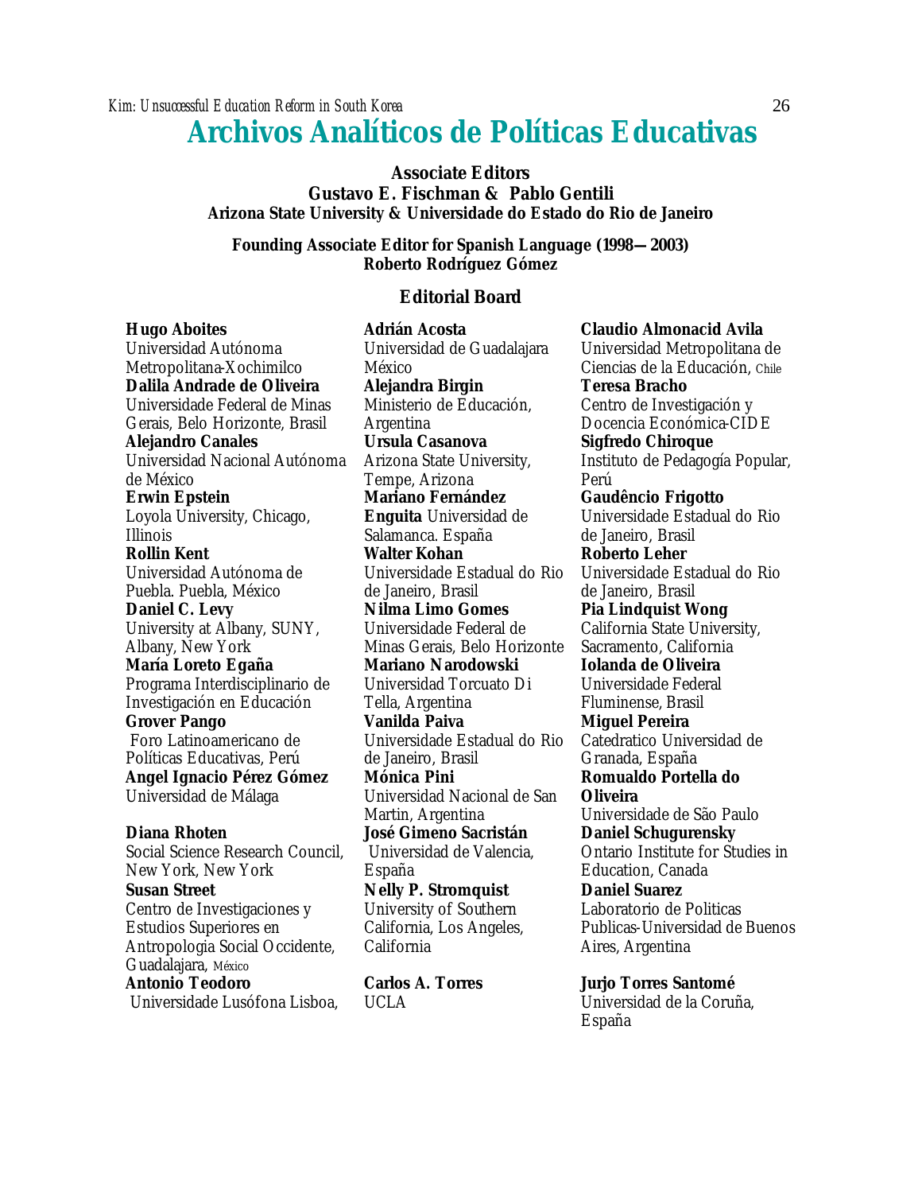# Archivos Analíticos de Políticas Educativas

**Associate Editors**
**Gustavo E. Fischman & Pablo Gentili**
**Arizona State University & Universidade do Estado do Rio de Janeiro**

**Founding Associate Editor for Spanish Language (1998—2003)**
**Roberto Rodríguez Gómez**

## Editorial Board

**Hugo Aboites**
Universidad Autónoma Metropolitana-Xochimilco

**Dalila Andrade de Oliveira**
Universidade Federal de Minas Gerais, Belo Horizonte, Brasil

**Alejandro Canales**
Universidad Nacional Autónoma de México

**Erwin Epstein**
Loyola University, Chicago, Illinois

**Rollin Kent**
Universidad Autónoma de Puebla. Puebla, México

**Daniel C. Levy**
University at Albany, SUNY, Albany, New York

**María Loreto Egaña**
Programa Interdisciplinario de Investigación en Educación

**Grover Pango**
Foro Latinoamericano de Políticas Educativas, Perú

**Angel Ignacio Pérez Gómez**
Universidad de Málaga

**Diana Rhoten**
Social Science Research Council, New York, New York

**Susan Street**
Centro de Investigaciones y Estudios Superiores en Antropologia Social Occidente, Guadalajara, México

**Antonio Teodoro**
Universidade Lusófona Lisboa,

**Adrián Acosta**
Universidad de Guadalajara México

**Alejandra Birgin**
Ministerio de Educación, Argentina

**Ursula Casanova**
Arizona State University, Tempe, Arizona

**Mariano Fernández Enguita** Universidad de Salamanca. España

**Walter Kohan**
Universidade Estadual do Rio de Janeiro, Brasil

**Nilma Limo Gomes**
Universidade Federal de Minas Gerais, Belo Horizonte

**Mariano Narodowski**
Universidad Torcuato Di Tella, Argentina

**Vanilda Paiva**
Universidade Estadual do Rio de Janeiro, Brasil

**Mónica Pini**
Universidad Nacional de San Martin, Argentina

**José Gimeno Sacristán**
Universidad de Valencia, España

**Nelly P. Stromquist**
University of Southern California, Los Angeles, California

**Carlos A. Torres**
UCLA

**Claudio Almonacid Avila**
Universidad Metropolitana de Ciencias de la Educación, Chile

**Teresa Bracho**
Centro de Investigación y Docencia Económica-CIDE

**Sigfredo Chiroque**
Instituto de Pedagogía Popular, Perú

**Gaudêncio Frigotto**
Universidade Estadual do Rio de Janeiro, Brasil

**Roberto Leher**
Universidade Estadual do Rio de Janeiro, Brasil

**Pia Lindquist Wong**
California State University, Sacramento, California

**Iolanda de Oliveira**
Universidade Federal Fluminense, Brasil

**Miguel Pereira**
Catedratico Universidad de Granada, España

**Romualdo Portella do Oliveira**
Universidade de São Paulo

**Daniel Schugurensky**
Ontario Institute for Studies in Education, Canada

**Daniel Suarez**
Laboratorio de Politicas Publicas-Universidad de Buenos Aires, Argentina

**Jurjo Torres Santomé**
Universidad de la Coruña, España